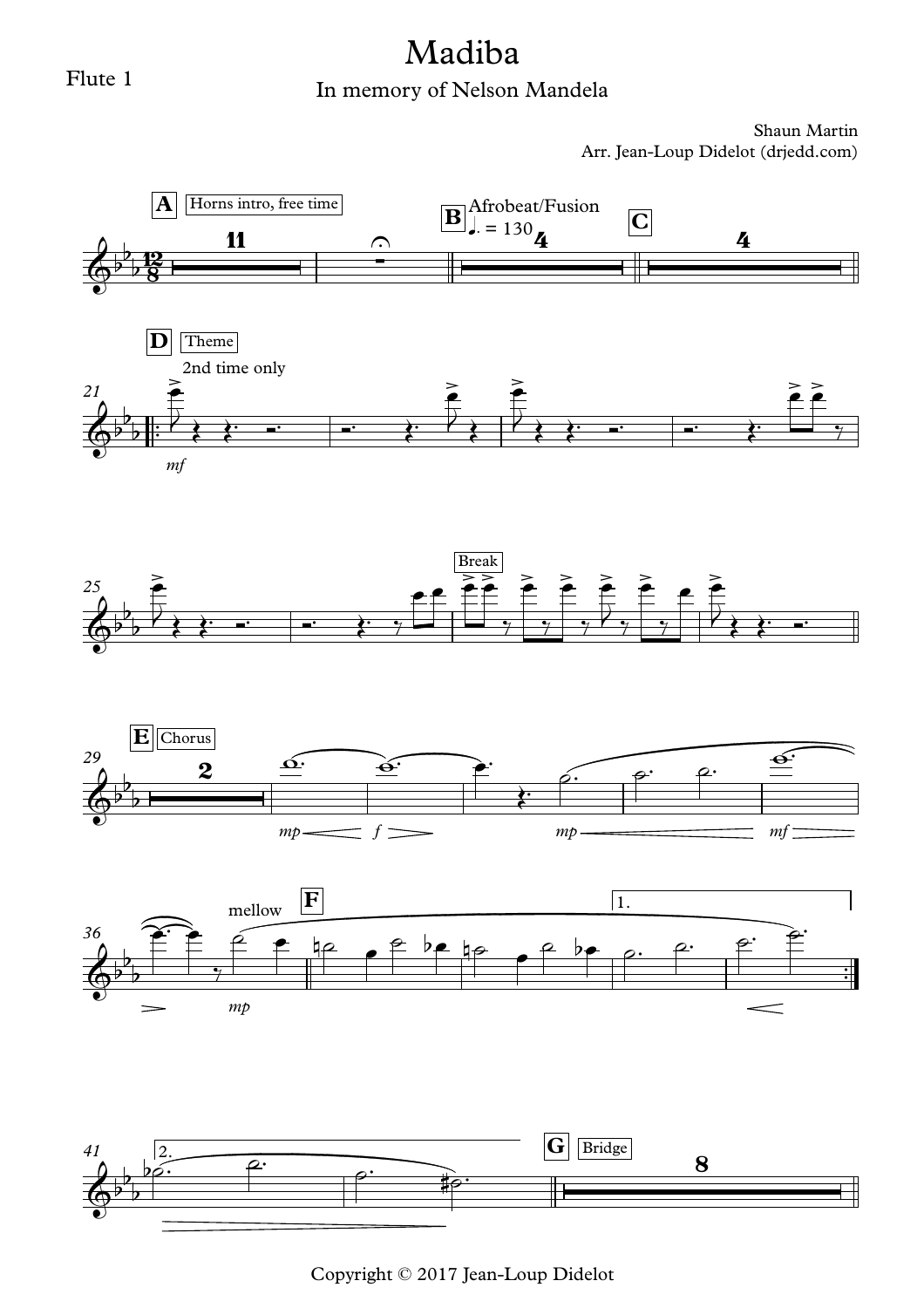Flute 1

# Madiba

## In memory of Nelson Mandela

Shaun Martin
Arr. Jean-Loup Didelot (drjedd.com)

Copyright © 2017 Jean-Loup Didelot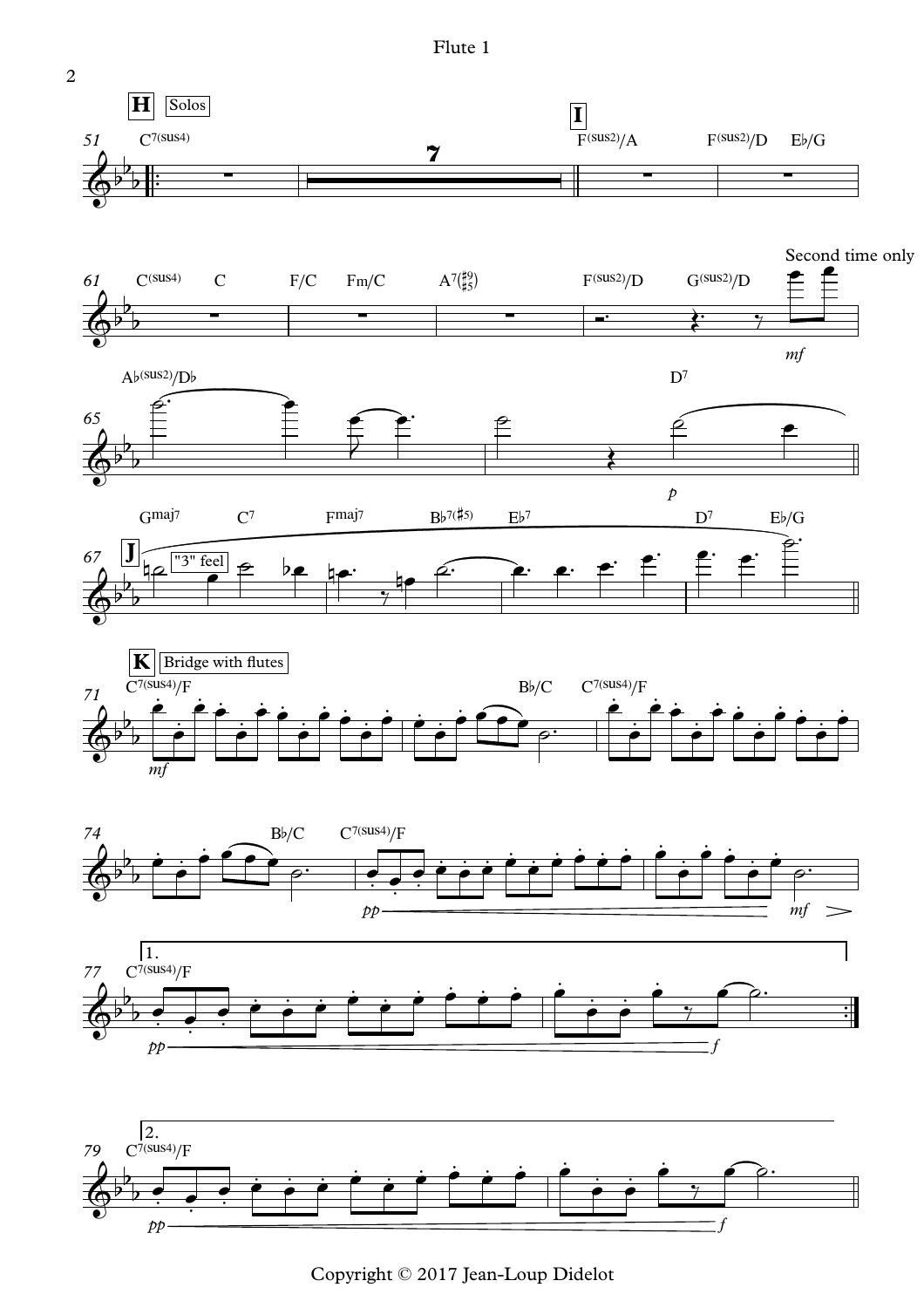**H** Solos

**I**

Second time only

**J** "3" feel

**K** Bridge with flutes

Copyright © 2017 Jean-Loup Didelot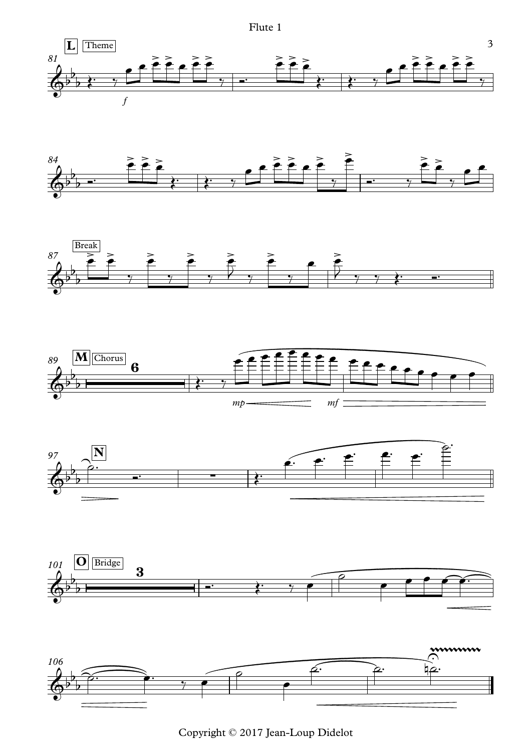Flute 1

**L** Theme

**M** Chorus

**N**

**O** Bridge

Copyright © 2017 Jean-Loup Didelot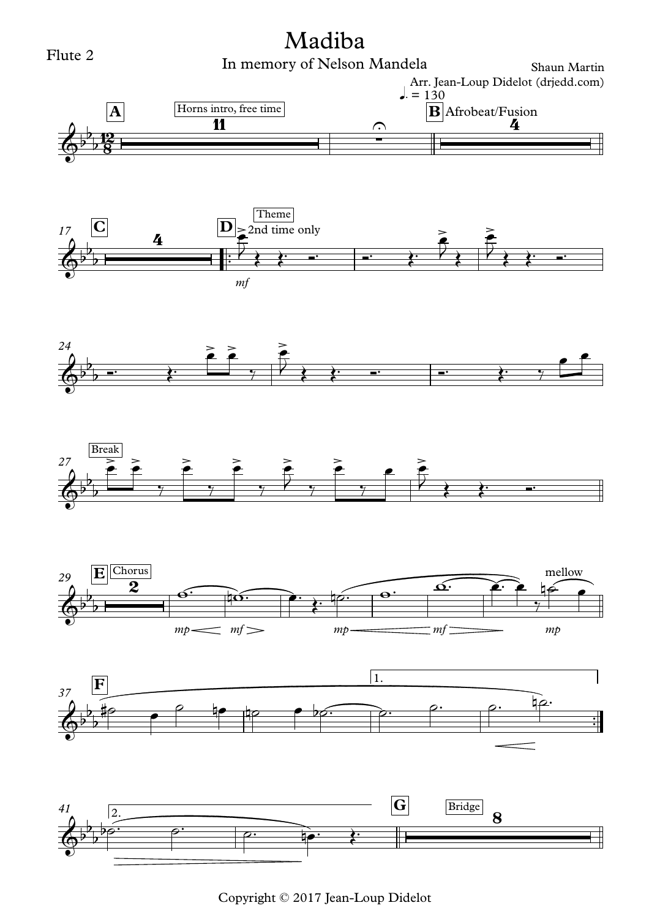Flute 2

# Madiba

In memory of Nelson Mandela

Shaun Martin

Arr. Jean-Loup Didelot (drjedd.com)

♩. = 130

**A** Horns intro, free time — 11

**B** Afrobeat/Fusion — 4

17 **C** — 4

**D** Theme — 2nd time only — *mf*

24

27 Break

29 **E** Chorus — 2 — *mp* *mf* *mp* *mf* — mellow *mp*

37 **F** — 1.

41 2. — **G** Bridge — 8

Copyright © 2017 Jean-Loup Didelot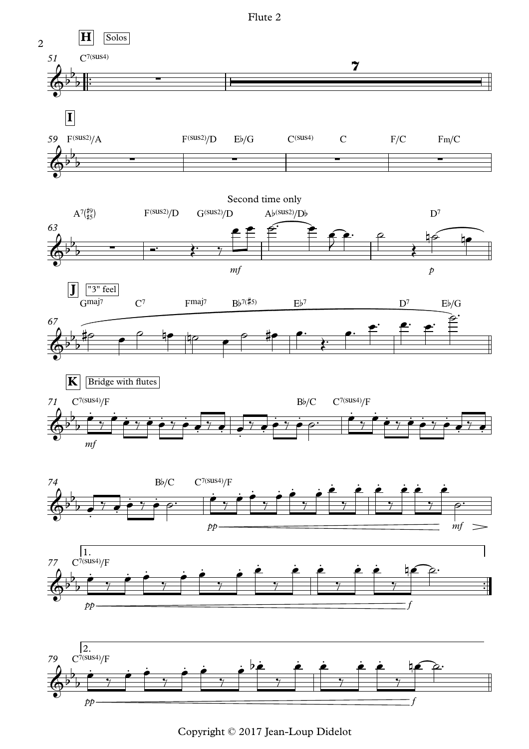**H** Solos

51 C7(sus4)

**I**

59 F(sus2)/A F(sus2)/D E♭/G C(sus4) C F/C Fm/C

63 A7(♯9/♯5) F(sus2)/D G(sus2)/D A♭(sus2)/D♭ D7

Second time only

*mf* *p*

**J** "3" feel

67 Gmaj7 C7 Fmaj7 B♭7(♯5) E♭7 D7 E♭/G

**K** Bridge with flutes

71 C7(sus4)/F B♭/C C7(sus4)/F

*mf*

74 B♭/C C7(sus4)/F

*pp* *mf*

1.

77 C7(sus4)/F

*pp* *f*

2.

79 C7(sus4)/F

*pp* *f*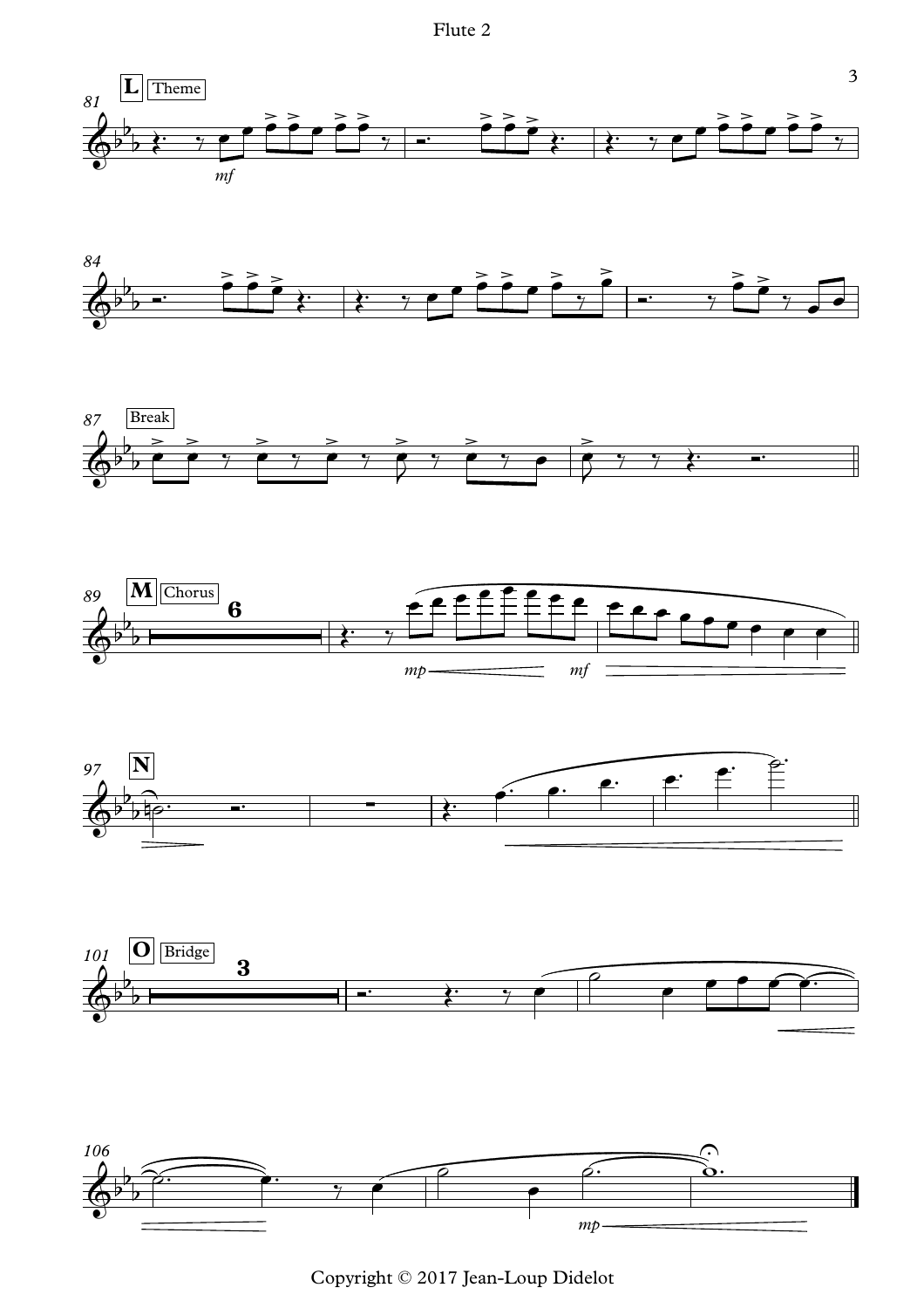Flute 2

Copyright © 2017 Jean-Loup Didelot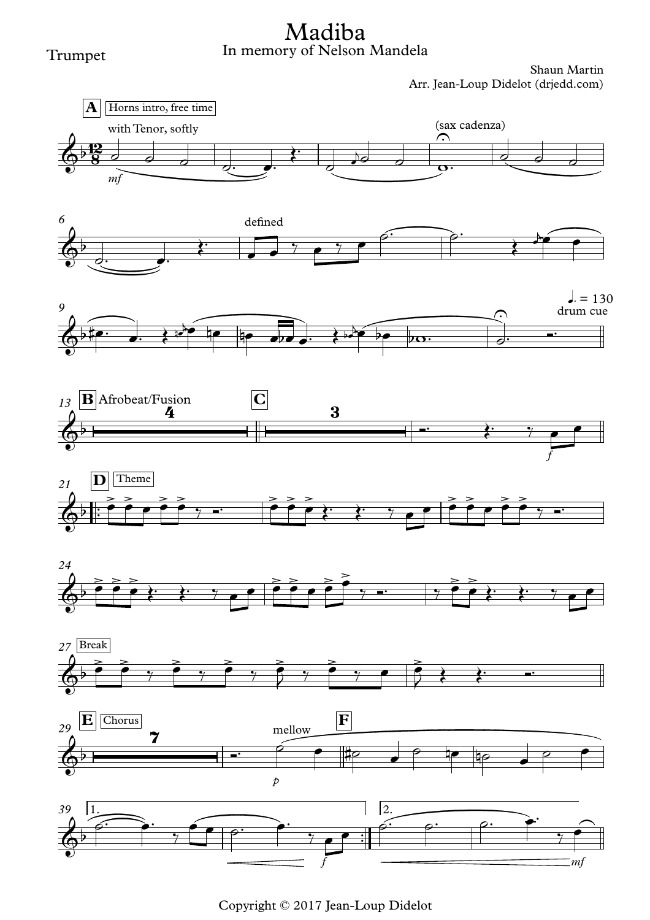# Madiba

In memory of Nelson Mandela

Trumpet

Shaun Martin

Arr. Jean-Loup Didelot (drjedd.com)

A — Horns intro, free time

with Tenor, softly

*mf*

(sax cadenza)

defined

♩. = 130

drum cue

B Afrobeat/Fusion — 4

C — 3

*f*

D Theme

Break

E Chorus — 7

mellow

*p*

F

1.

*f*

2.

*mf*

Copyright © 2017 Jean-Loup Didelot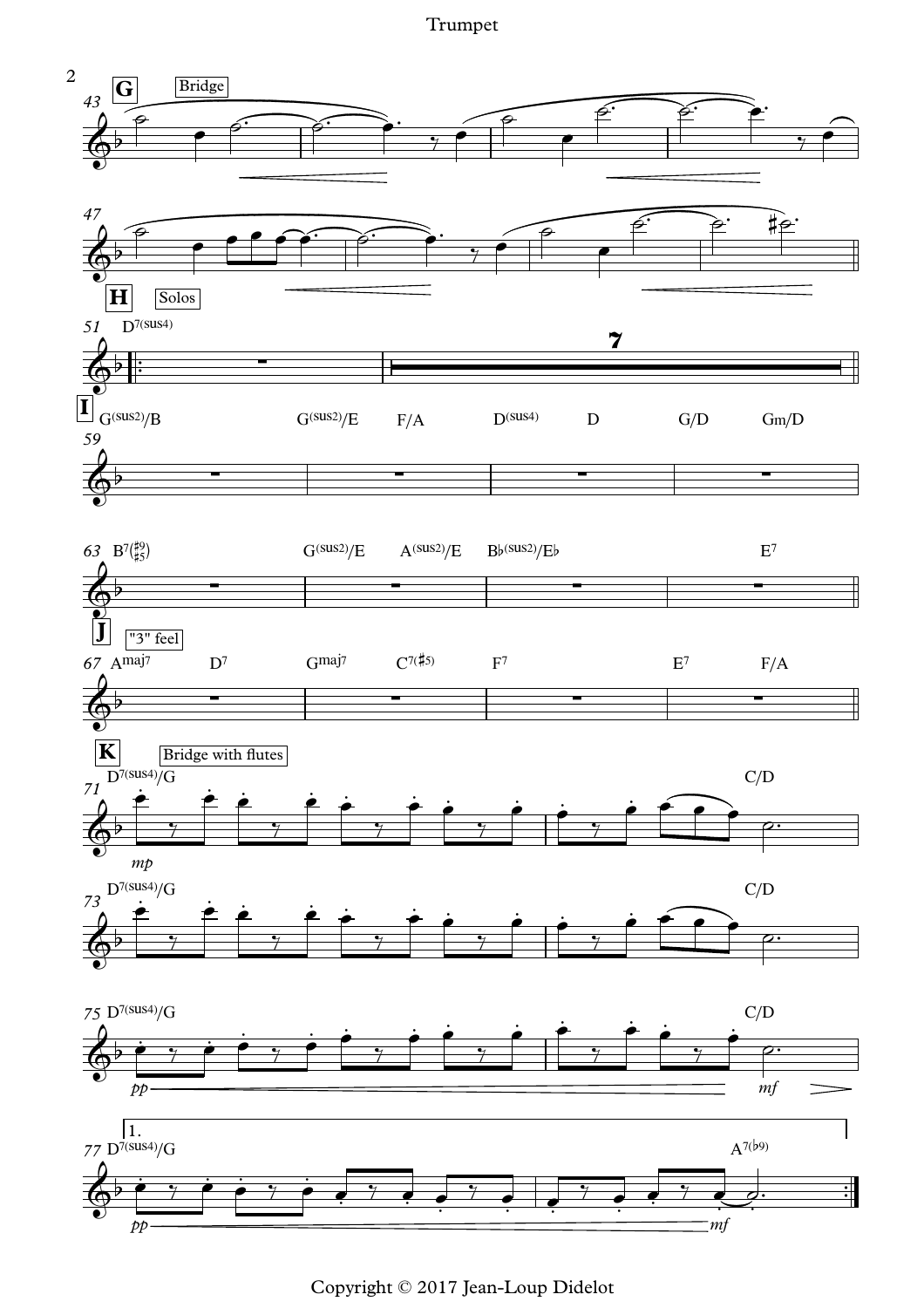**G** Bridge

**H** Solos

D7(sus4)

**I**

G(sus2)/B — G(sus2)/E — F/A — D(sus4) — D — G/D — Gm/D

B7(♯9 ♯5) — G(sus2)/E — A(sus2)/E — B♭(sus2)/E♭ — E7

**J** "3" feel

Amaj7 — D7 — Gmaj7 — C7(♯5) — F7 — E7 — F/A

**K** Bridge with flutes

D7(sus4)/G — C/D

D7(sus4)/G — C/D

D7(sus4)/G — C/D

1.

D7(sus4)/G — A7(♭9)

Copyright © 2017 Jean-Loup Didelot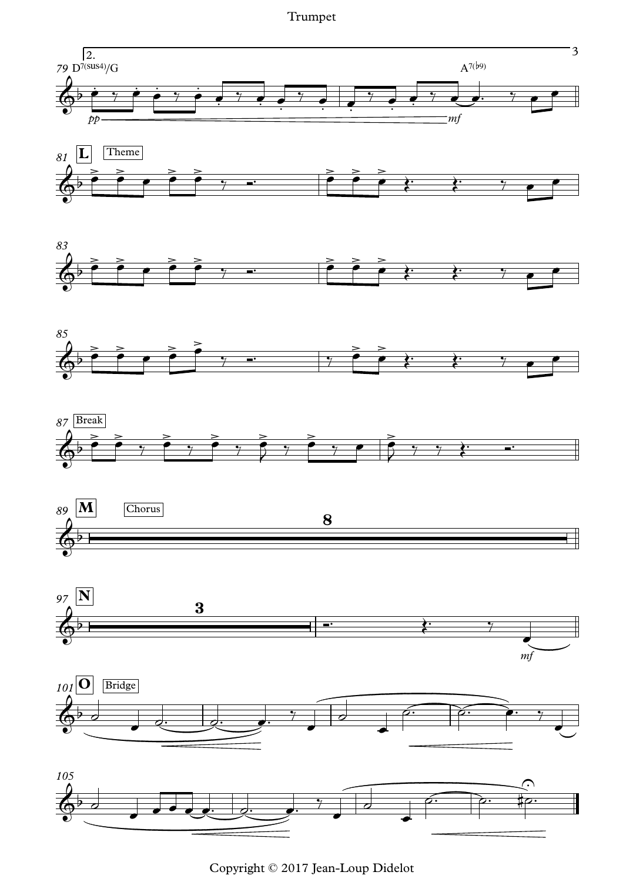2.

79 $D^{7(sus4)}/G$ — $A^{7(\flat 9)}$

*pp* — *mf*

81 **L** Theme

83

85

87 Break

89 **M** Chorus — 8

97 **N** — 3

*mf*

101 **O** Bridge

105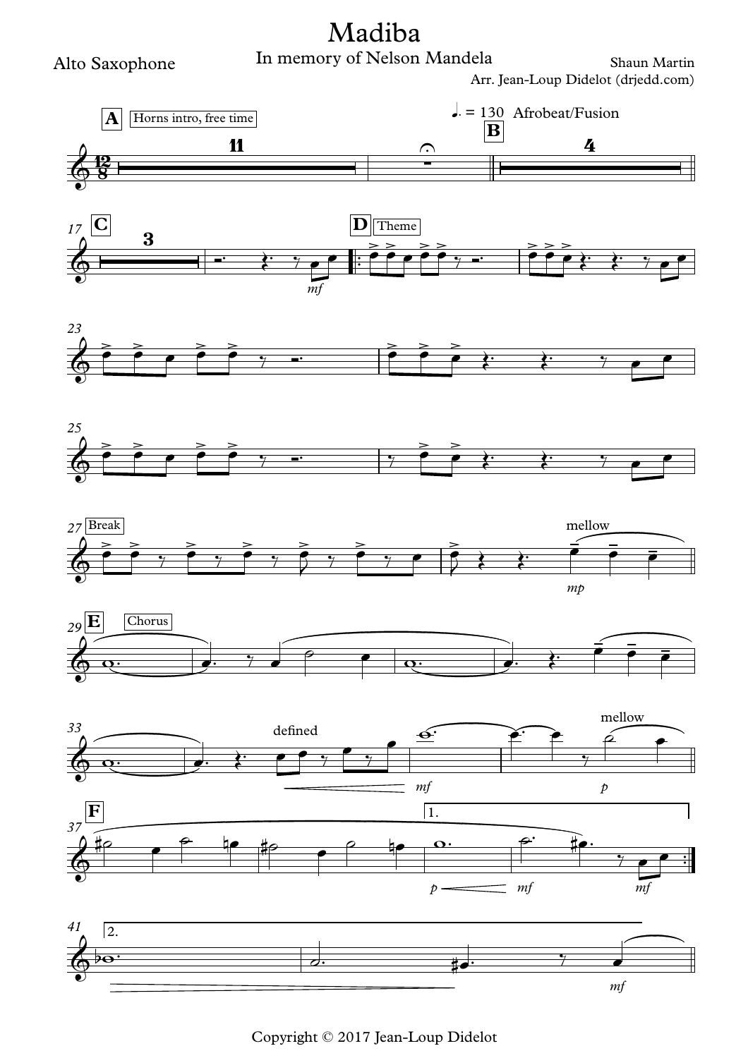# Madiba

In memory of Nelson Mandela

Alto Saxophone

Shaun Martin

Arr. Jean-Loup Didelot (drjedd.com)

Copyright © 2017 Jean-Loup Didelot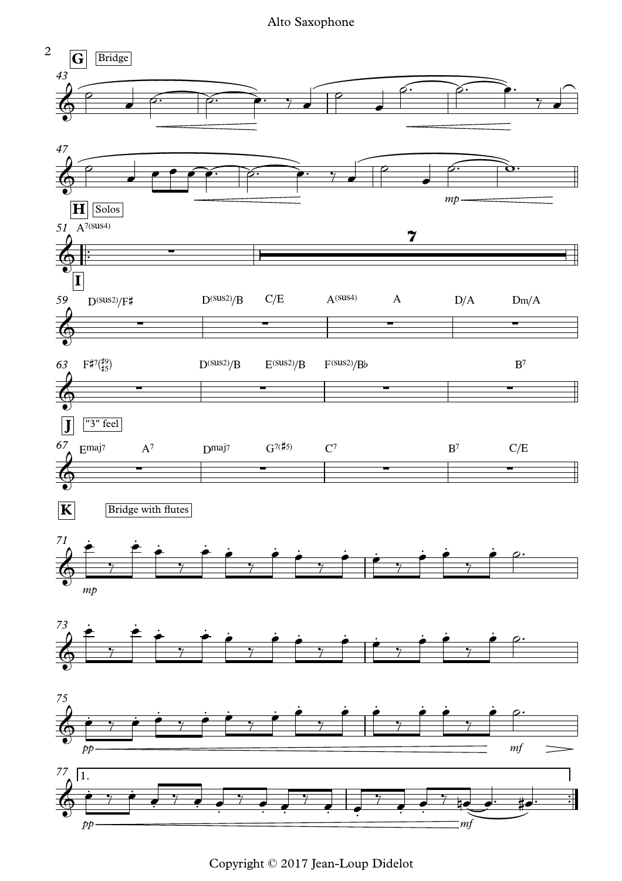**G** Bridge

**H** Solos

$A^{7(sus4)}$

**I**

$D^{(sus2)}/F\sharp$ | $D^{(sus2)}/B$ | C/E | $A^{(sus4)}$ | A | D/A | Dm/A

$F\sharp^{7(\sharp 9, \sharp 5)}$ | $D^{(sus2)}/B$ | $E^{(sus2)}/B$ | $F^{(sus2)}/B\flat$ | $B^7$

**J** "3" feel

$E^{maj7}$ | $A^7$ | $D^{maj7}$ | $G^{7(\sharp 5)}$ | $C^7$ | $B^7$ | C/E

**K** Bridge with flutes

1.

Copyright © 2017 Jean-Loup Didelot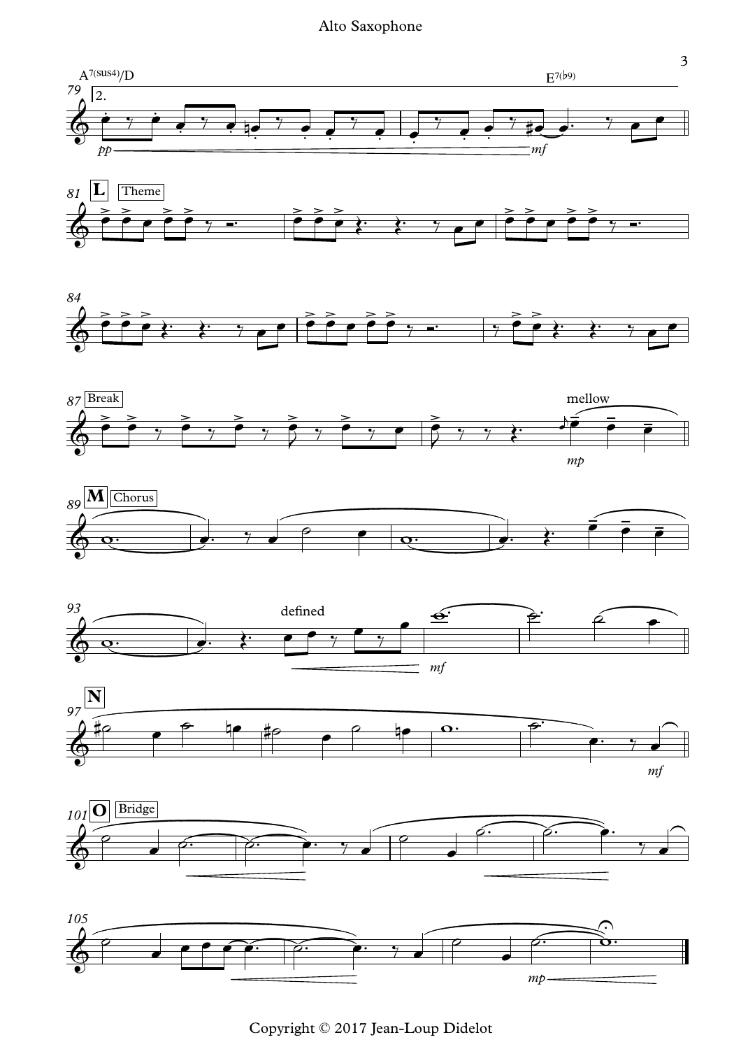Alto Saxophone

A7(sus4)/D — E7(♭9)

79 — 2. — *pp* — *mf*

81 **L** Theme

84

87 Break — mellow — *mp*

89 **M** Chorus

93 — defined — *mf*

97 **N** — *mf*

101 **O** Bridge

105 — *mp*

Copyright © 2017 Jean-Loup Didelot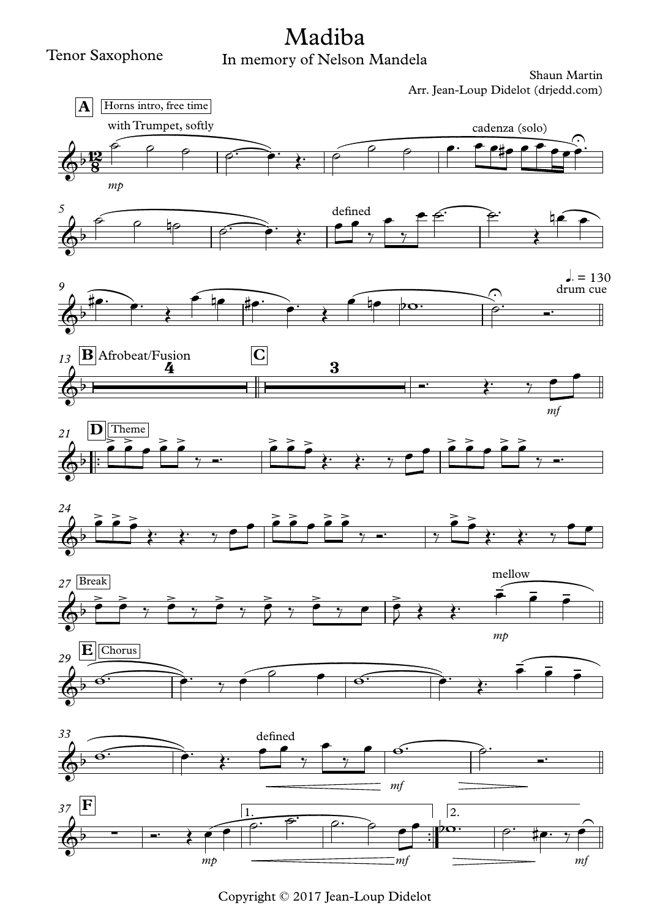# Madiba

## In memory of Nelson Mandela

Tenor Saxophone

Shaun Martin

Arr. Jean-Loup Didelot (drjedd.com)

Copyright © 2017 Jean-Loup Didelot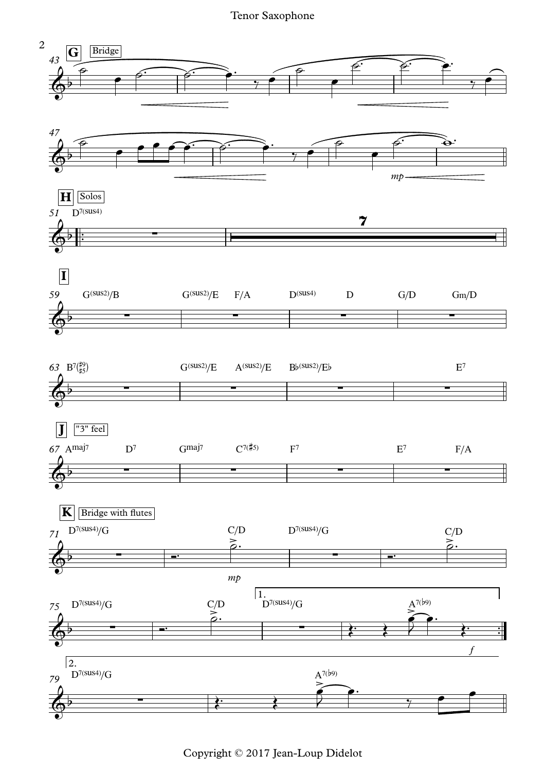**G** Bridge

43

47

**H** Solos

51 D7(sus4)

7

**I**

59 G(sus2)/B | G(sus2)/E F/A | D(sus4) D | G/D Gm/D

63 B7(♯9/♯5) | G(sus2)/E A(sus2)/E | B♭(sus2)/E♭ | E7

**J** "3" feel

67 Amaj7 D7 | Gmaj7 C7(♯5) | F7 | E7 F/A

**K** Bridge with flutes

71 D7(sus4)/G | C/D | D7(sus4)/G | C/D

*mp*

75 D7(sus4)/G | C/D | 1. D7(sus4)/G | A7(♭9)

*f*

2.

79 D7(sus4)/G | A7(♭9)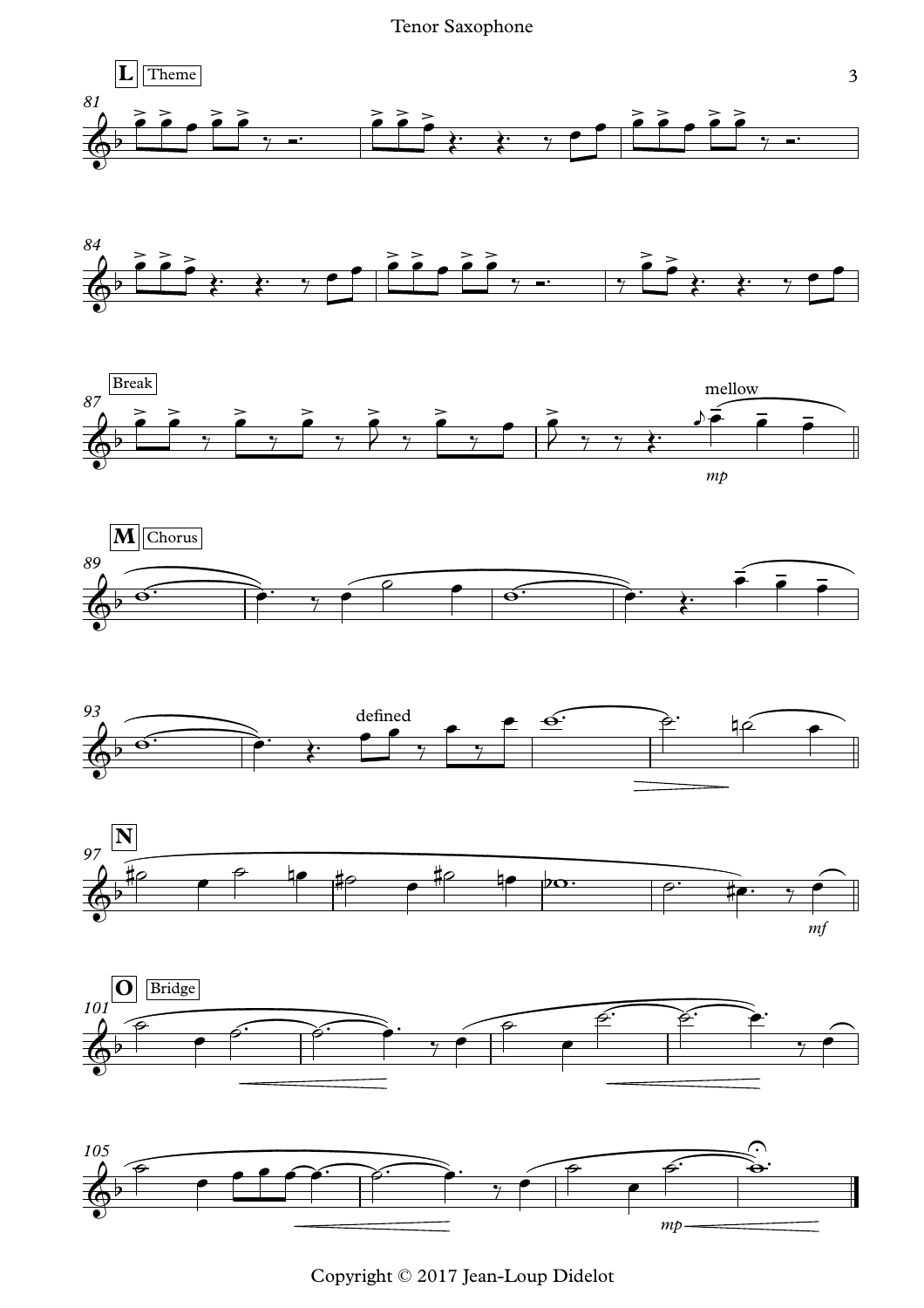**L** Theme

81

84

**Break**

87

mellow

*mp*

**M** Chorus

89

93

defined

**N**

97

*mf*

**O** Bridge

101

105

*mp*

Copyright © 2017 Jean-Loup Didelot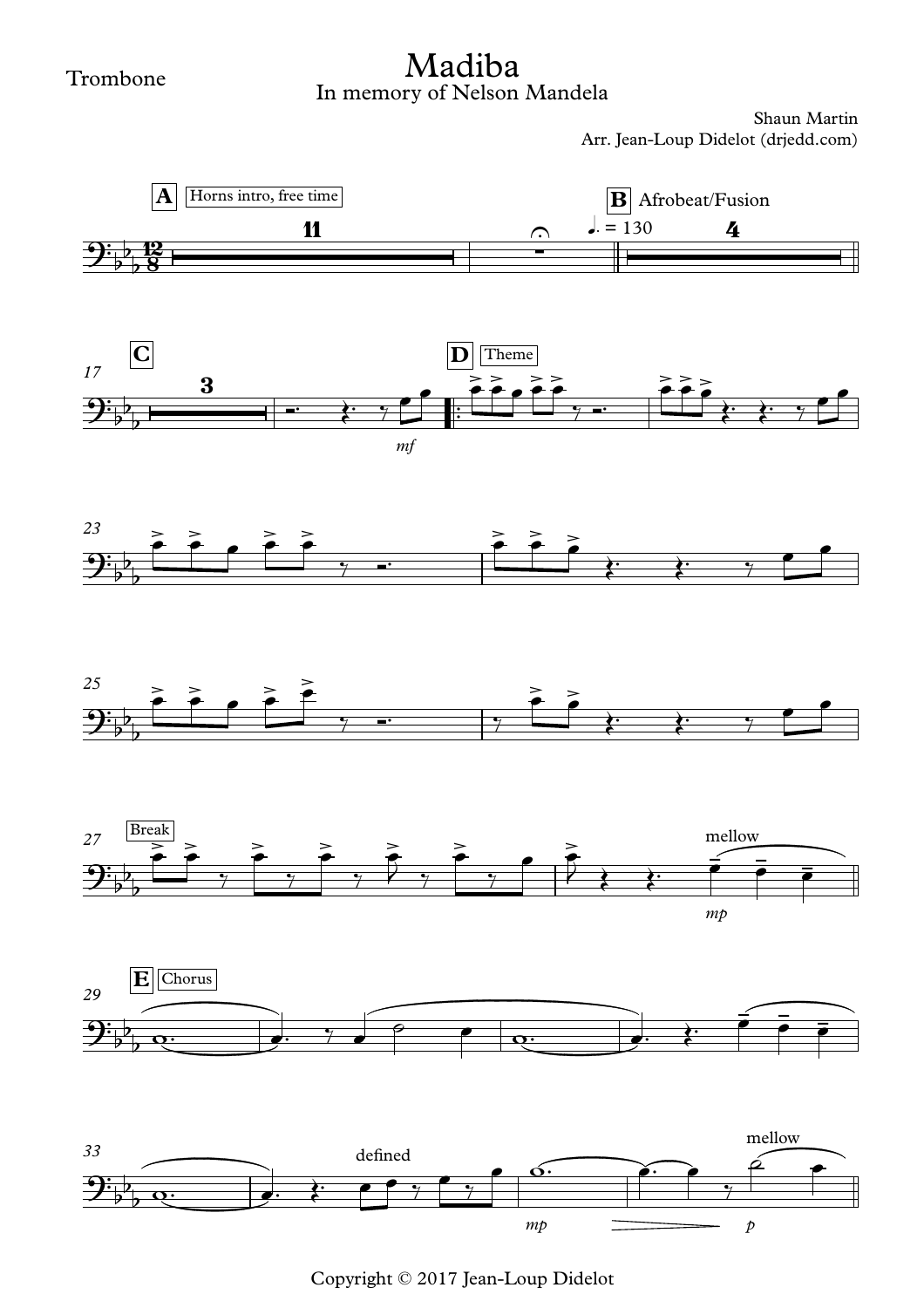Trombone

# Madiba

## In memory of Nelson Mandela

Shaun Martin
Arr. Jean-Loup Didelot (drjedd.com)

Copyright © 2017 Jean-Loup Didelot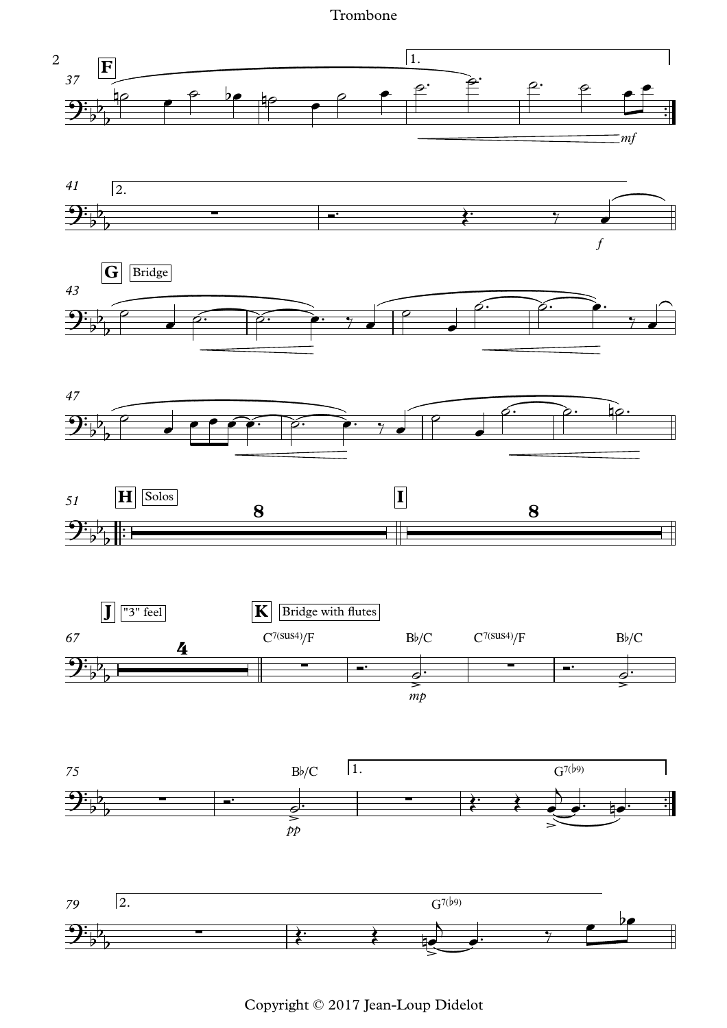Trombone

**F**

1.

*mf*

2.

*f*

**G** Bridge

**H** Solos

8

**I**

8

**J** "3" feel

4

**K** Bridge with flutes

C7(sus4)/F

B♭/C

C7(sus4)/F

B♭/C

*mp*

B♭/C

*pp*

1.

G7(♭9)

2.

G7(♭9)

Copyright © 2017 Jean-Loup Didelot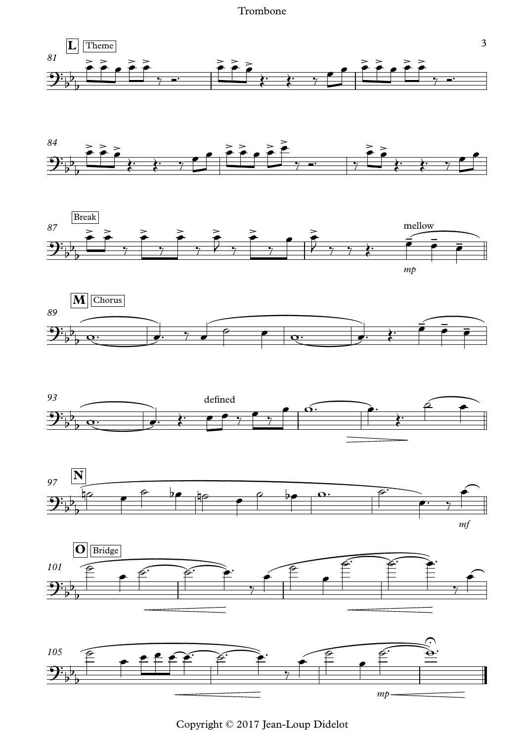Trombone

**L** Theme

81

**Break**

87

mellow

*mp*

**M** Chorus

89

93

defined

**N**

97

*mf*

**O** Bridge

101

105

*mp*

Copyright © 2017 Jean-Loup Didelot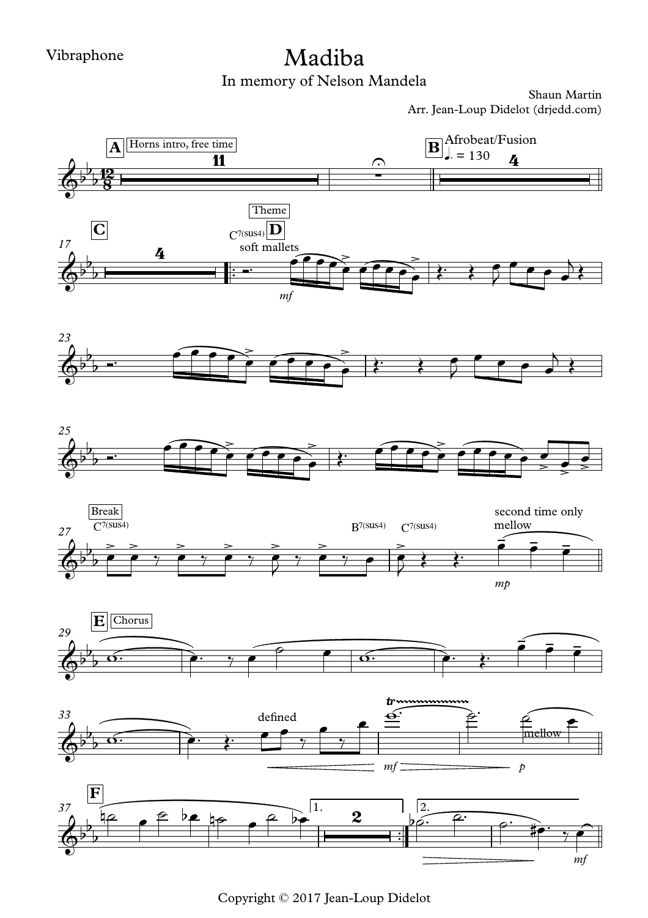Vibraphone

# Madiba

## In memory of Nelson Mandela

Shaun Martin

Arr. Jean-Loup Didelot (drjedd.com)

Copyright © 2017 Jean-Loup Didelot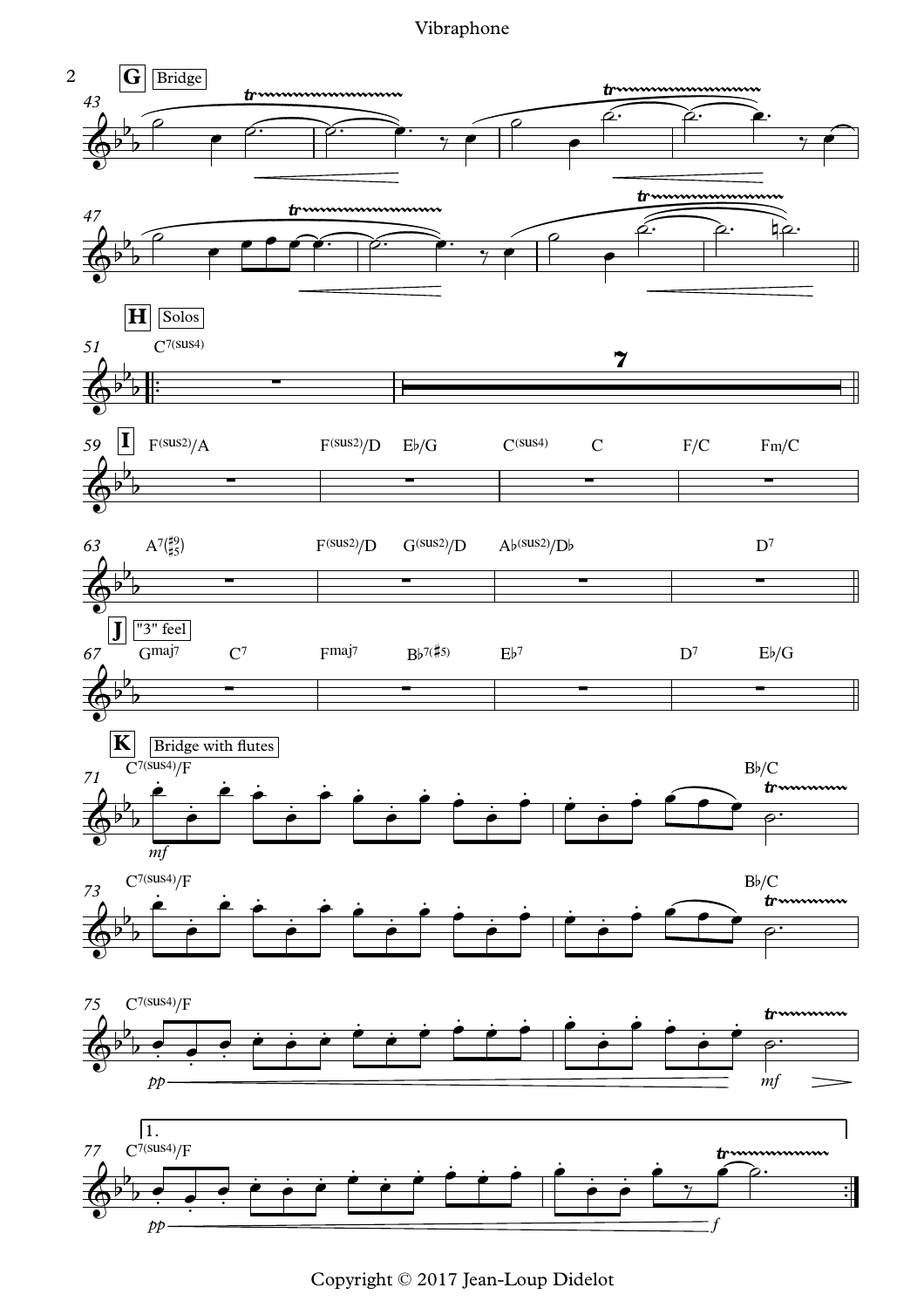**G** Bridge

43

47

**H** Solos

51 C7(sus4)

7

59 **I** F(sus2)/A | F(sus2)/D E♭/G | C(sus4) C | F/C Fm/C

63 A7(♯9 ♯5) | F(sus2)/D G(sus2)/D | A♭(sus2)/D♭ | D7

**J** "3" feel

67 Gmaj7 C7 | Fmaj7 B♭7(♯5) | E♭7 | D7 E♭/G

**K** Bridge with flutes

71 C7(sus4)/F | B♭/C

*mf*

73 C7(sus4)/F | B♭/C

75 C7(sus4)/F

*pp* *mf*

1.

77 C7(sus4)/F

*pp* *f*

Copyright © 2017 Jean-Loup Didelot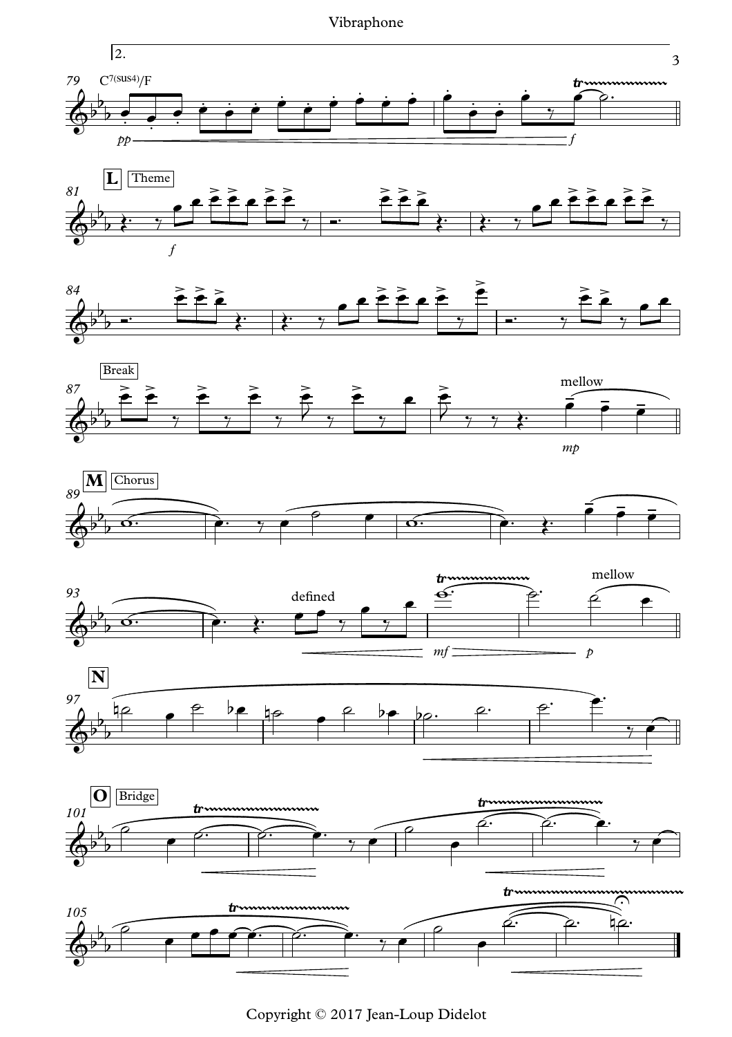2.

79 C7(sus4)/F

*pp* — *f*

**L** Theme

81 *f*

84

**Break**

87 mellow *mp*

**M** Chorus

89

93 defined *mf* mellow *p*

**N**

97

**O** Bridge

101

105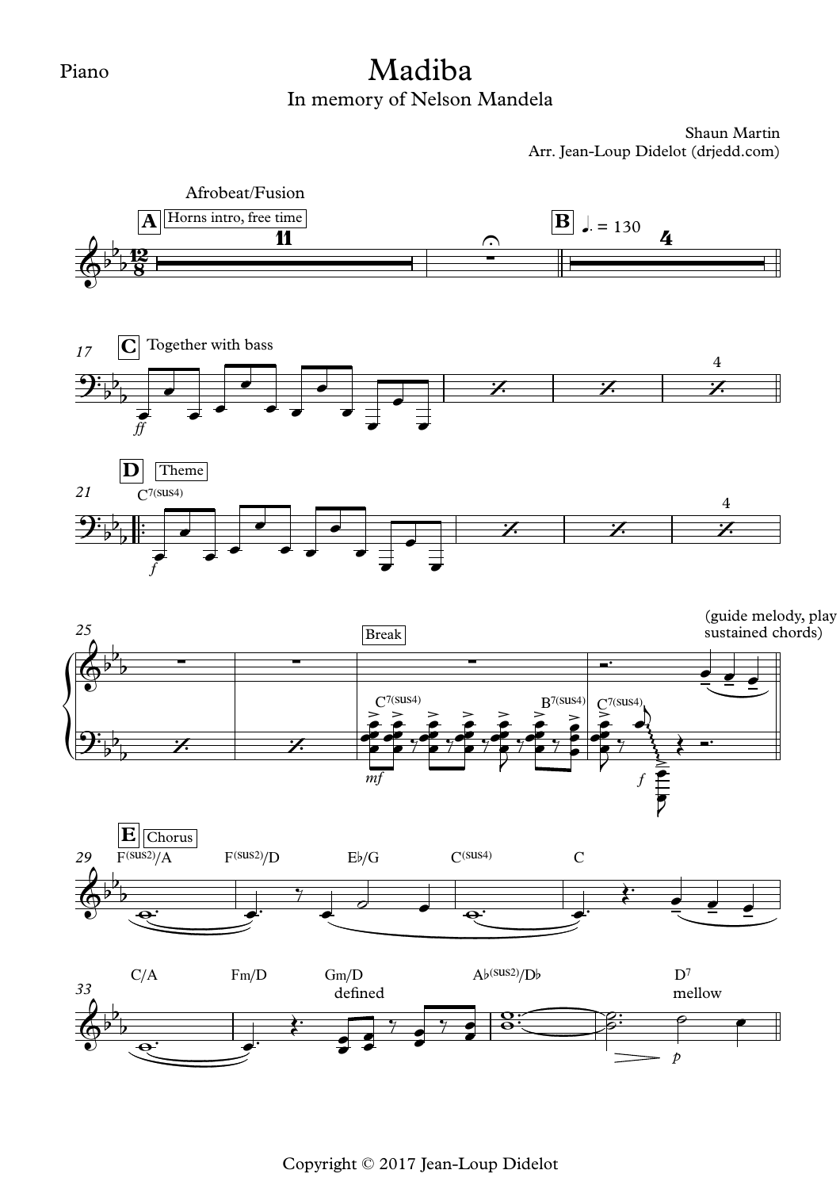Piano

# Madiba

In memory of Nelson Mandela

Shaun Martin
Arr. Jean-Loup Didelot (drjedd.com)

Afrobeat/Fusion

**A** Horns intro, free time

**B** ♩. = 130

**C** Together with bass

**D** Theme

C7(sus4)

Break

C7(sus4) B7(sus4) C7(sus4)

(guide melody, play sustained chords)

**E** Chorus

F(sus2)/A F(sus2)/D E♭/G C(sus4) C

C/A Fm/D Gm/D A♭(sus2)/D♭ D7

defined

mellow

Copyright © 2017 Jean-Loup Didelot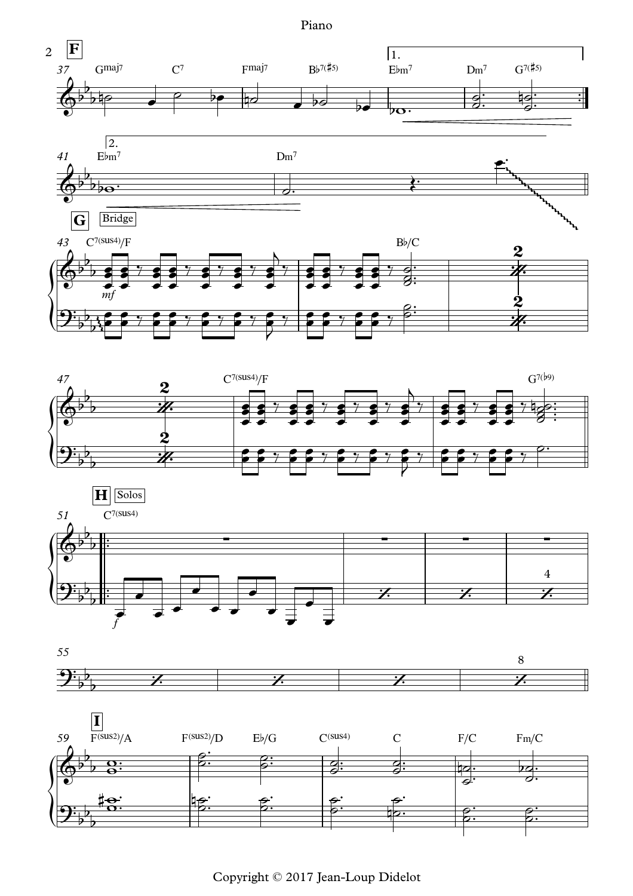**F**

37 Gmaj7 C7 Fmaj7 B♭7(♯5) | 1. E♭m7 Dm7 G7(♯5)

41 | 2. E♭m7 Dm7

**G** Bridge

43 C7(sus4)/F B♭/C

*mf*

47 C7(sus4)/F G7(♭9)

**H** Solos

51 C7(sus4)

*f*

55

**I**

59 F(sus2)/A F(sus2)/D E♭/G C(sus4) C F/C Fm/C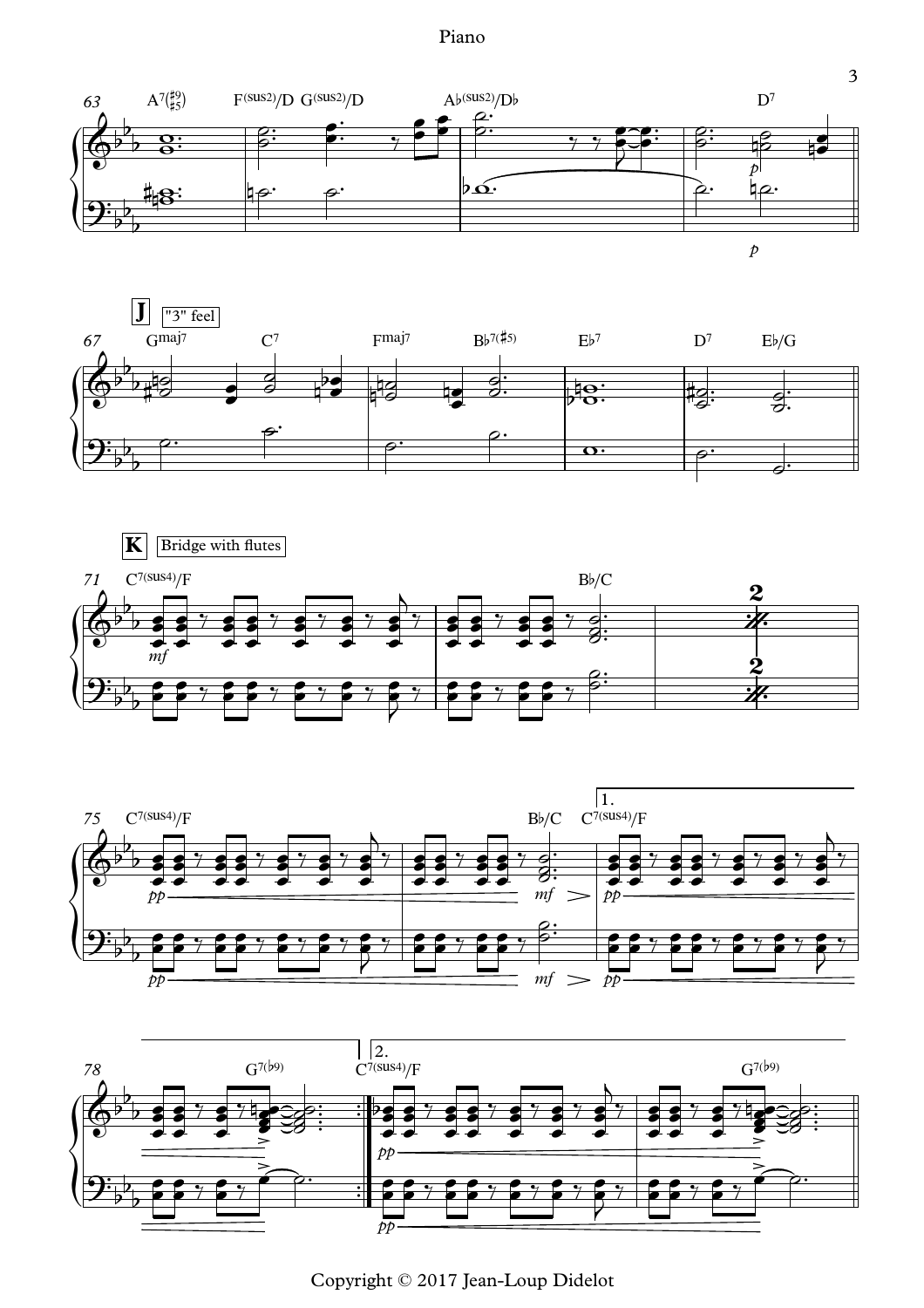J "3" feel

K Bridge with flutes

Copyright © 2017 Jean-Loup Didelot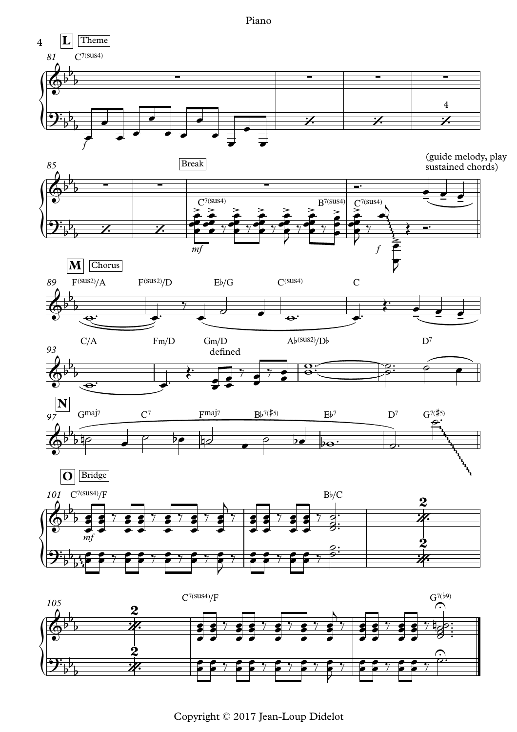**L** Theme

81 C7(sus4)

*f*

85

Break

C7(sus4) B7(sus4) C7(sus4)

*mf* *f*

(guide melody, play sustained chords)

**M** Chorus

89 F(sus2)/A F(sus2)/D E♭/G C(sus4) C

93 C/A Fm/D Gm/D A♭(sus2)/D♭ D7

defined

**N**

97 Gmaj7 C7 Fmaj7 B♭7(♯5) E♭7 D7 G7(♯5)

**O** Bridge

101 C7(sus4)/F B♭/C

*mf*

105 C7(sus4)/F G7(♭9)

Copyright © 2017 Jean-Loup Didelot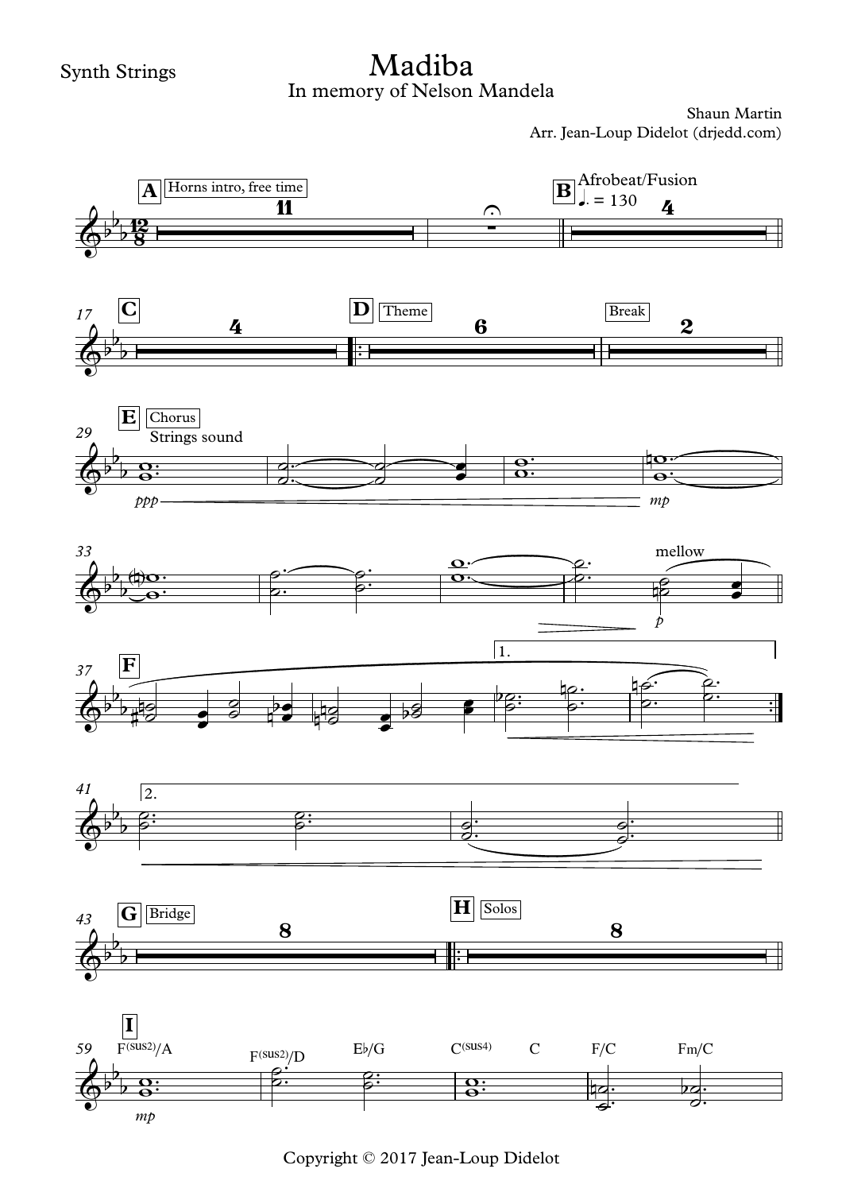Synth Strings

# Madiba

## In memory of Nelson Mandela

Shaun Martin
Arr. Jean-Loup Didelot (drjedd.com)

Copyright © 2017 Jean-Loup Didelot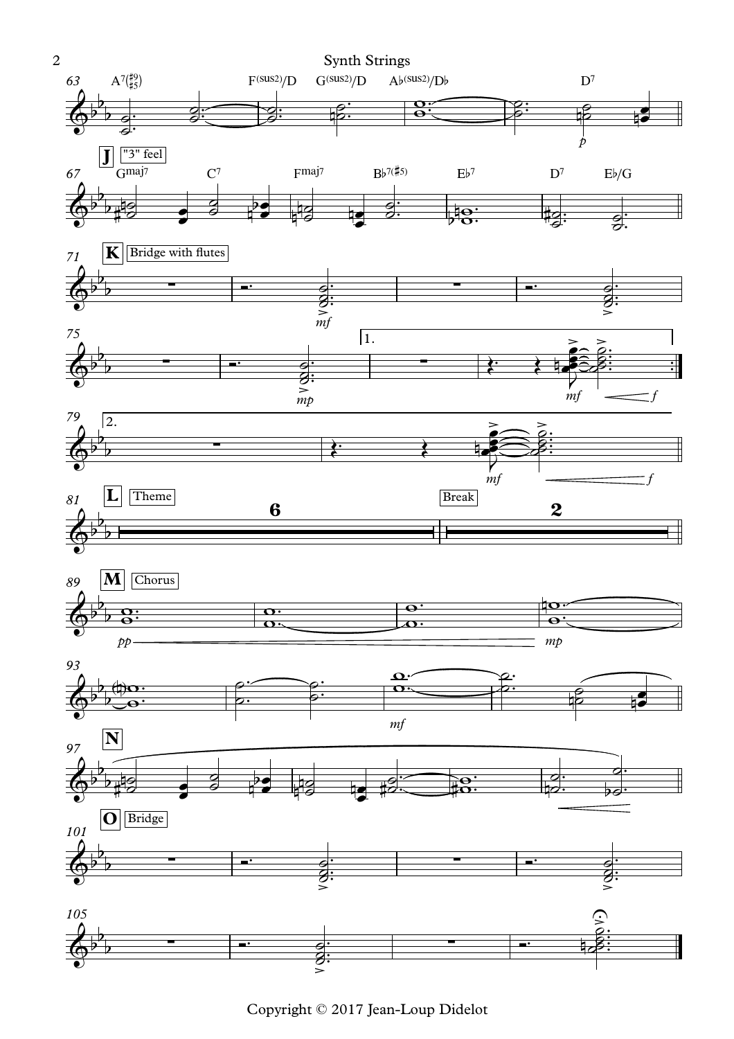Synth Strings

63 A7(♯9/♯5) F(sus2)/D G(sus2)/D A♭(sus2)/D♭ D7

*p*

**J** "3" feel

67 Gmaj7 C7 Fmaj7 B♭7(♯5) E♭7 D7 E♭/G

**K** Bridge with flutes

71

*mf*

75

*mp*

1.

*mf* *f*

79 2.

*mf* *f*

**L** Theme

81 6

Break

2

**M** Chorus

89

*pp* *mp*

93

*mf*

**N**

97

**O** Bridge

101

105

Copyright © 2017 Jean-Loup Didelot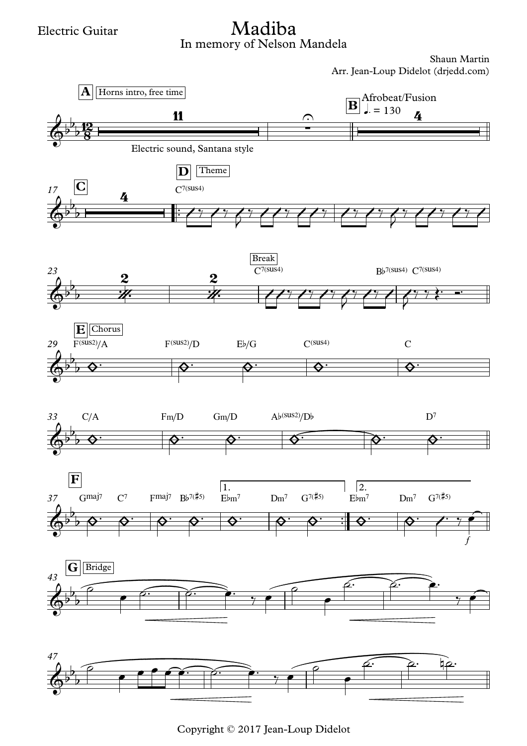Electric Guitar

# Madiba

## In memory of Nelson Mandela

Shaun Martin

Arr. Jean-Loup Didelot (drjedd.com)

**A** Horns intro, free time — Electric sound, Santana style — 11

**B** Afrobeat/Fusion ♩. = 130 — 4

**C** — 4

**D** Theme — C7(sus4)

Break — C7(sus4) — B♭7(sus4) C7(sus4)

**E** Chorus — F(sus2)/A — F(sus2)/D — E♭/G — C(sus4) — C

C/A — Fm/D — Gm/D — A♭(sus2)/D♭ — D7

**F** — Gmaj7 C7 — Fmaj7 B♭7(♯5) — 1. E♭m7 — Dm7 G7(♯5) — 2. E♭m7 — Dm7 G7(♯5) — *f*

**G** Bridge

Copyright © 2017 Jean-Loup Didelot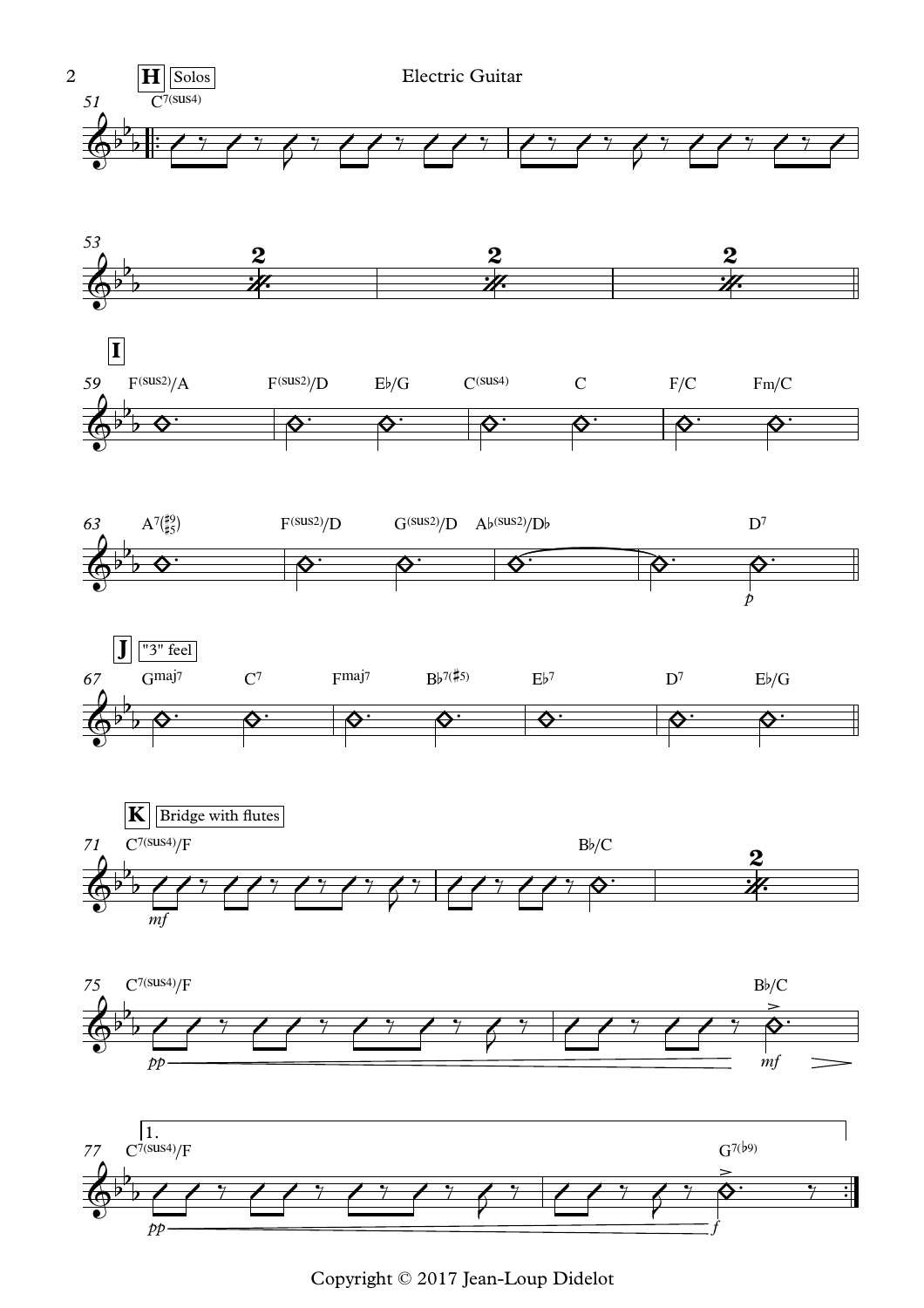Electric Guitar

**H** Solos

51 C7(sus4)

53

**I**

59 F(sus2)/A F(sus2)/D E♭/G C(sus4) C F/C Fm/C

63 A7(♯9 ♯5) F(sus2)/D G(sus2)/D A♭(sus2)/D♭ D7

*p*

**J** "3" feel

67 Gmaj7 C7 Fmaj7 B♭7(♯5) E♭7 D7 E♭/G

**K** Bridge with flutes

71 C7(sus4)/F B♭/C

*mf*

75 C7(sus4)/F B♭/C

*pp* *mf*

77 1. C7(sus4)/F G7(♭9)

*pp* *f*

Copyright © 2017 Jean-Loup Didelot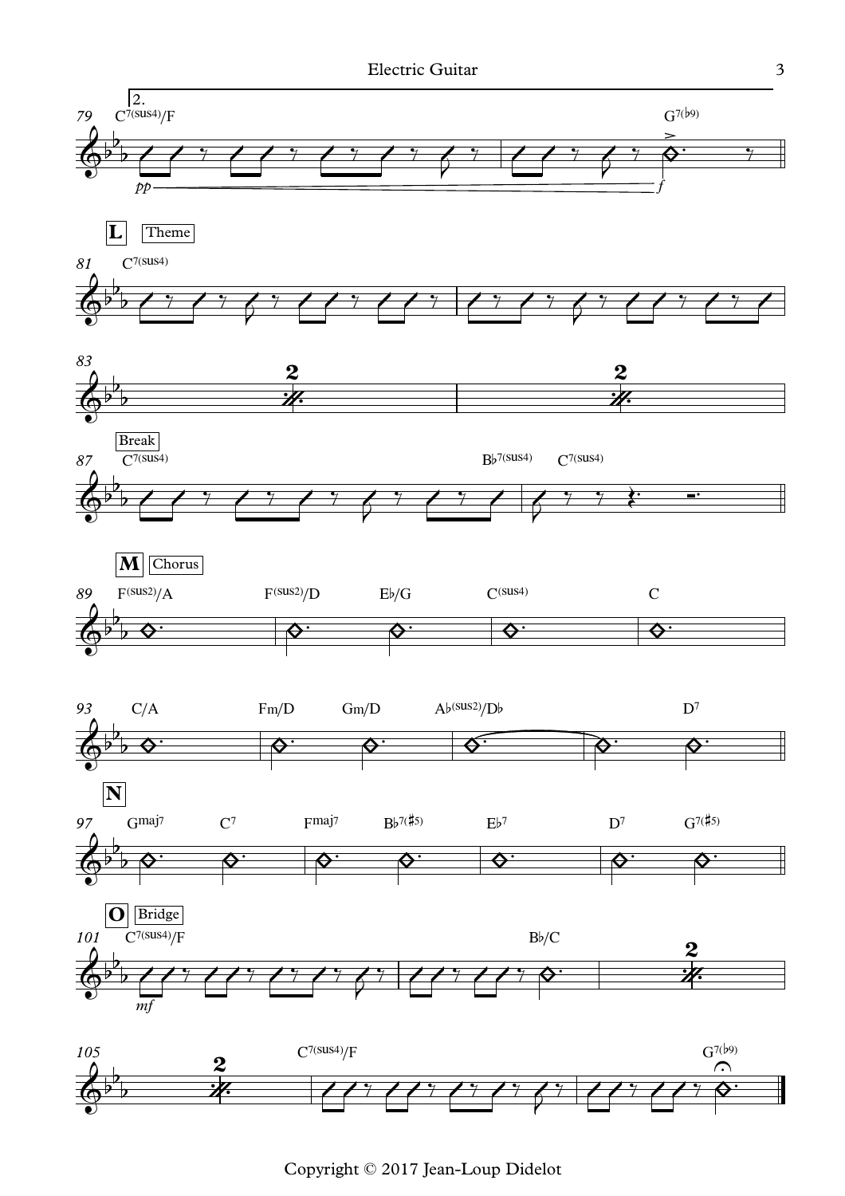79 2. C7(sus4)/F — G7(♭9)

*pp* — *f*

**L** Theme

81 C7(sus4)

83 2 — 2

Break

87 C7(sus4) — B♭7(sus4) C7(sus4)

**M** Chorus

89 F(sus2)/A — F(sus2)/D — E♭/G — C(sus4) — C

93 C/A — Fm/D — Gm/D — A♭(sus2)/D♭ — D7

**N**

97 Gmaj7 — C7 — Fmaj7 — B♭7(♯5) — E♭7 — D7 — G7(♯5)

**O** Bridge

101 C7(sus4)/F — B♭/C — 2

*mf*

105 2 — C7(sus4)/F — G7(♭9)

Copyright © 2017 Jean-Loup Didelot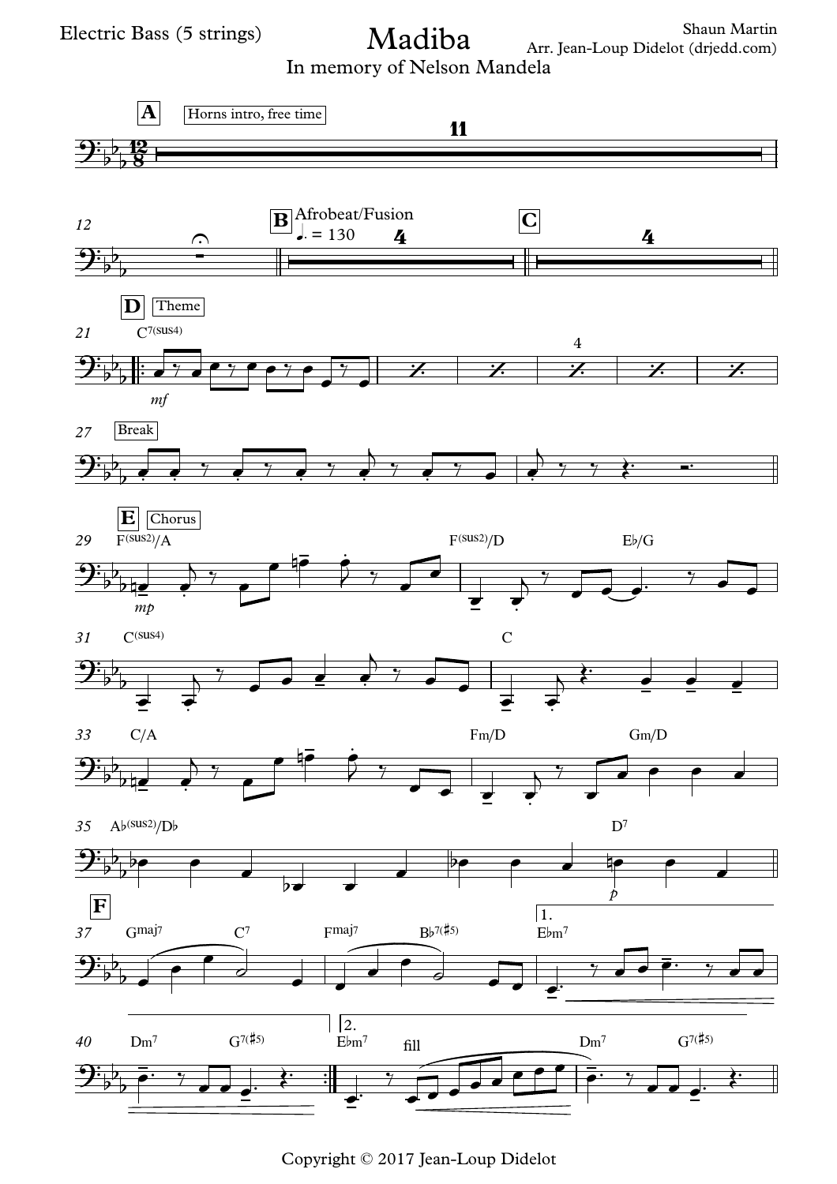Electric Bass (5 strings)

# Madiba

In memory of Nelson Mandela

Shaun Martin
Arr. Jean-Loup Didelot (drjedd.com)

**A** Horns intro, free time — 11

**B** Afrobeat/Fusion ♩. = 130 — 4

**C** — 4

**D** Theme

C7(sus4)

27 Break

**E** Chorus

F(sus2)/A — F(sus2)/D — E♭/G

C(sus4) — C

C/A — Fm/D — Gm/D

A♭(sus2)/D♭ — D7

**F**

Gmaj7 — C7 — Fmaj7 — B♭7(♯5) — 1. E♭m7

Dm7 — G7(♯5) — 2. E♭m7 fill — Dm7 — G7(♯5)

Copyright © 2017 Jean-Loup Didelot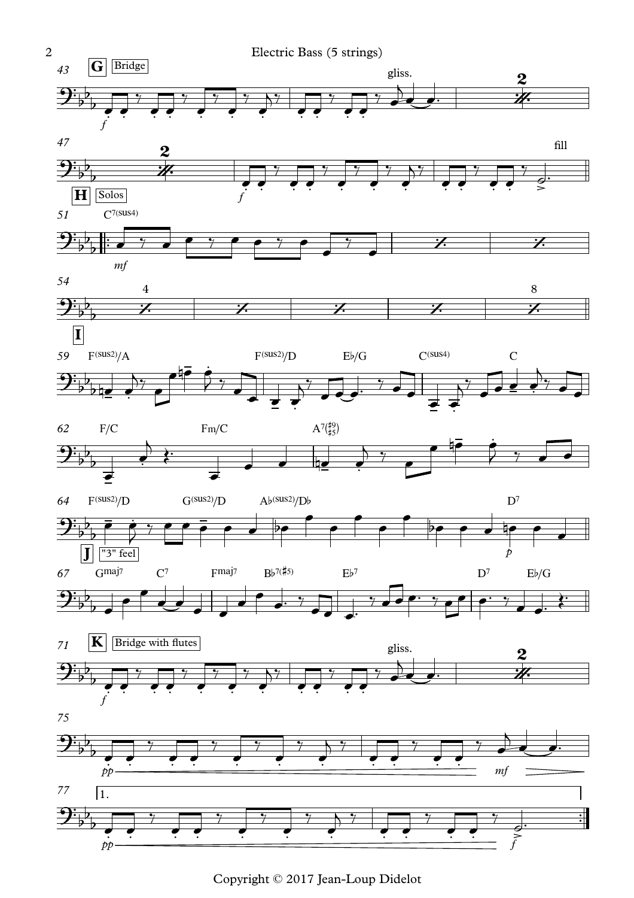**G** Bridge

gliss.

fill

**H** Solos

C7(sus4)

**I**

F(sus2)/A F(sus2)/D E♭/G C(sus4) C

F/C Fm/C A7(♯9 ♯5)

F(sus2)/D G(sus2)/D A♭(sus2)/D♭ D7

**J** "3" feel

Gmaj7 C7 Fmaj7 B♭7(♯5) E♭7 D7 E♭/G

**K** Bridge with flutes

gliss.

1.

Copyright © 2017 Jean-Loup Didelot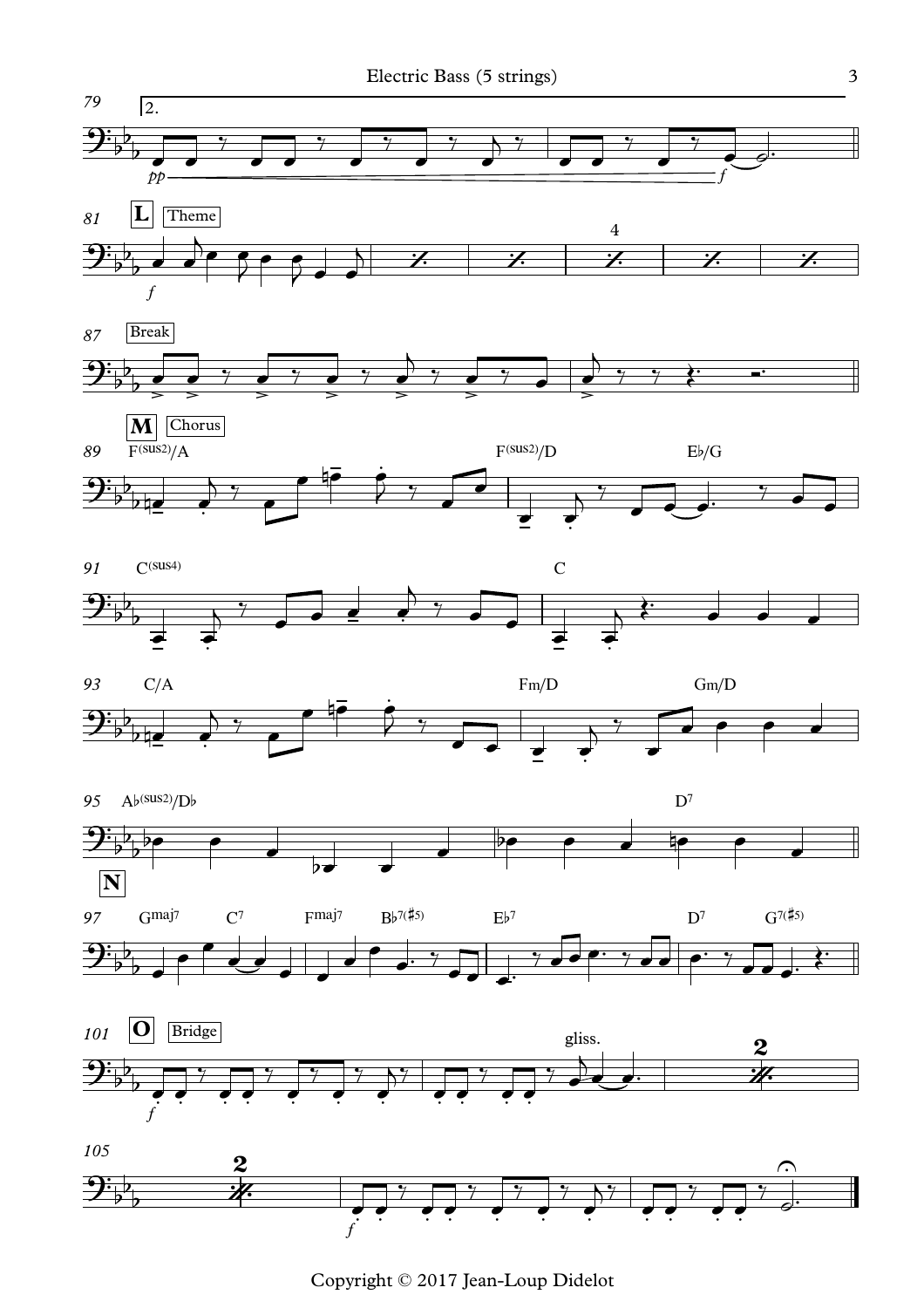79 | 2.

*pp* — *f*

81 **L** Theme

*f*

87 Break

**M** Chorus

89 F(sus2)/A — F(sus2)/D — E♭/G

91 C(sus4) — C

93 C/A — Fm/D — Gm/D

95 A♭(sus2)/D♭ — D7

**N**

97 Gmaj7 — C7 — Fmaj7 — B♭7(♯5) — E♭7 — D7 — G7(♯5)

101 **O** Bridge

*f*

gliss.

105

*f*

Copyright © 2017 Jean-Loup Didelot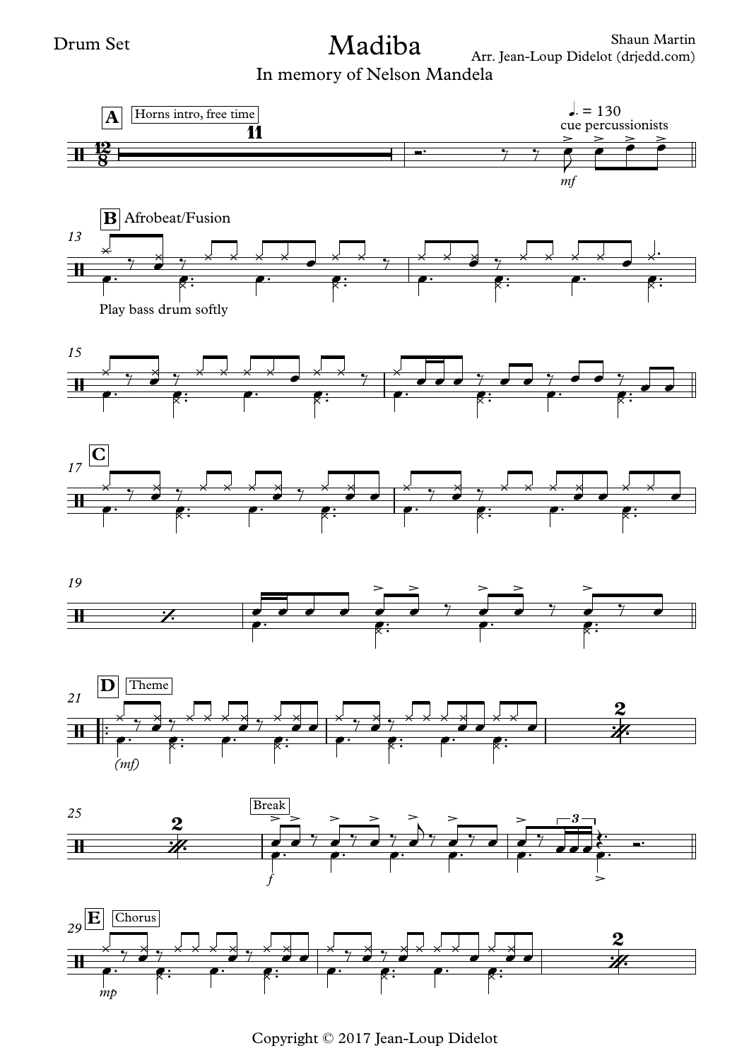Drum Set

# Madiba

In memory of Nelson Mandela

Shaun Martin
Arr. Jean-Loup Didelot (drjedd.com)

Copyright © 2017 Jean-Loup Didelot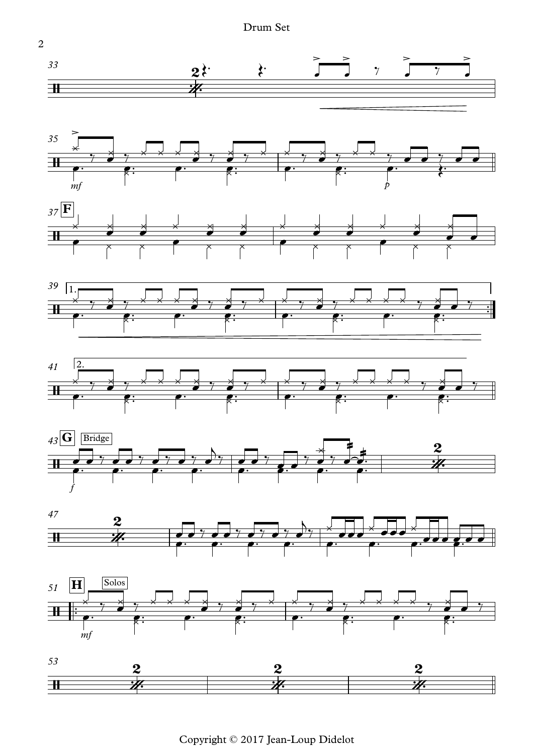Drum Set

33

35 *mf* *p*

37 **F**

39 1.

41 2.

43 **G** Bridge *f*

47

51 **H** Solos *mf*

53

Copyright © 2017 Jean-Loup Didelot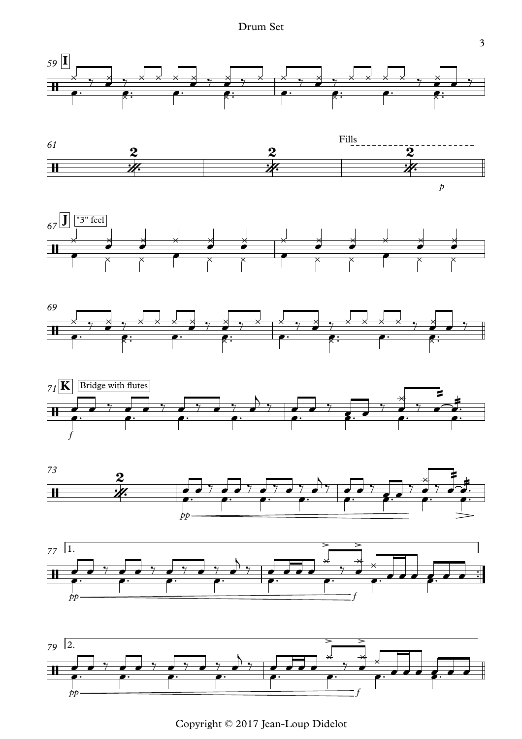Drum Set

**I**

**J** "3" feel

**K** Bridge with flutes

Fills

Copyright © 2017 Jean-Loup Didelot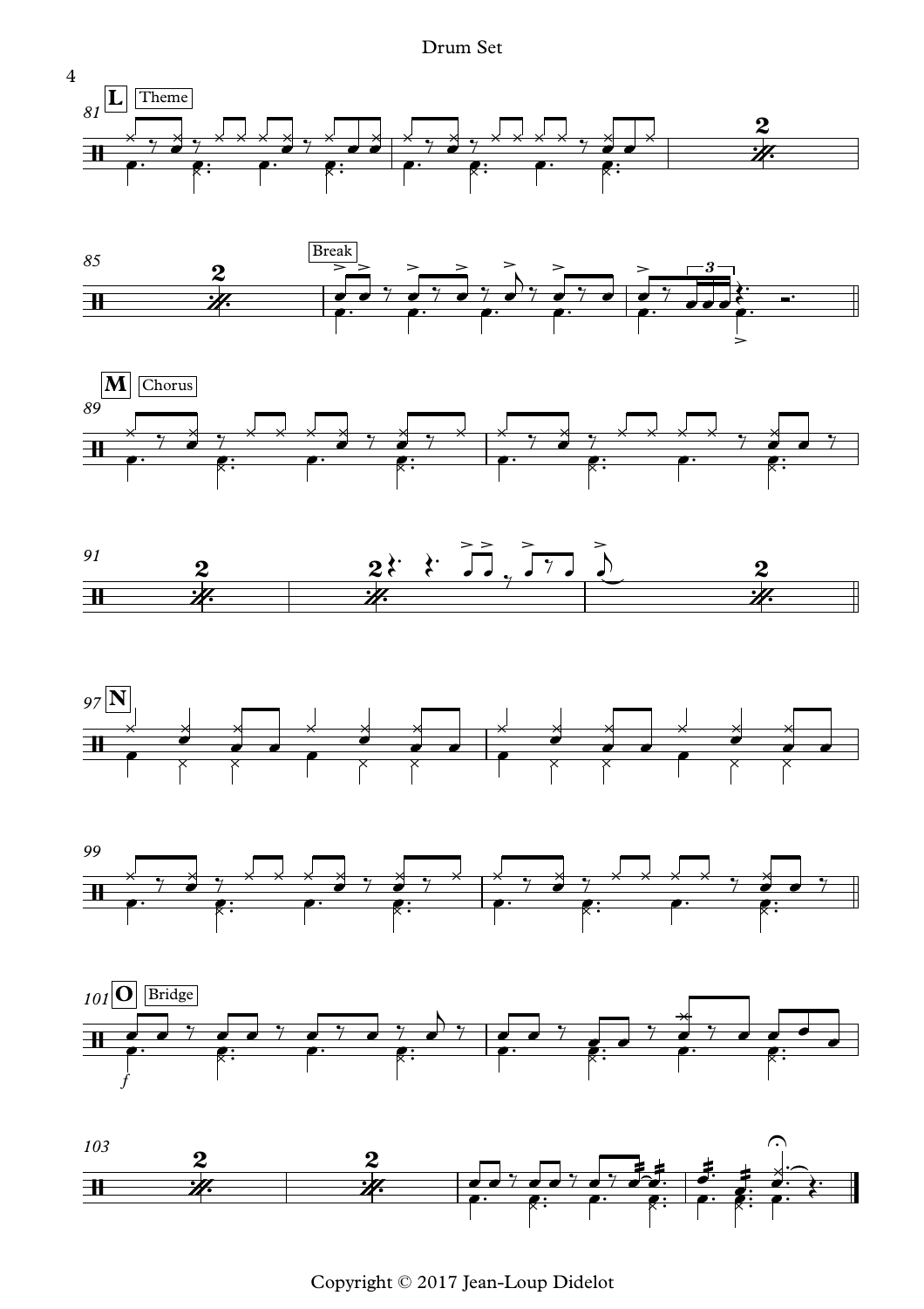**L** Theme

Break

**M** Chorus

**N**

**O** Bridge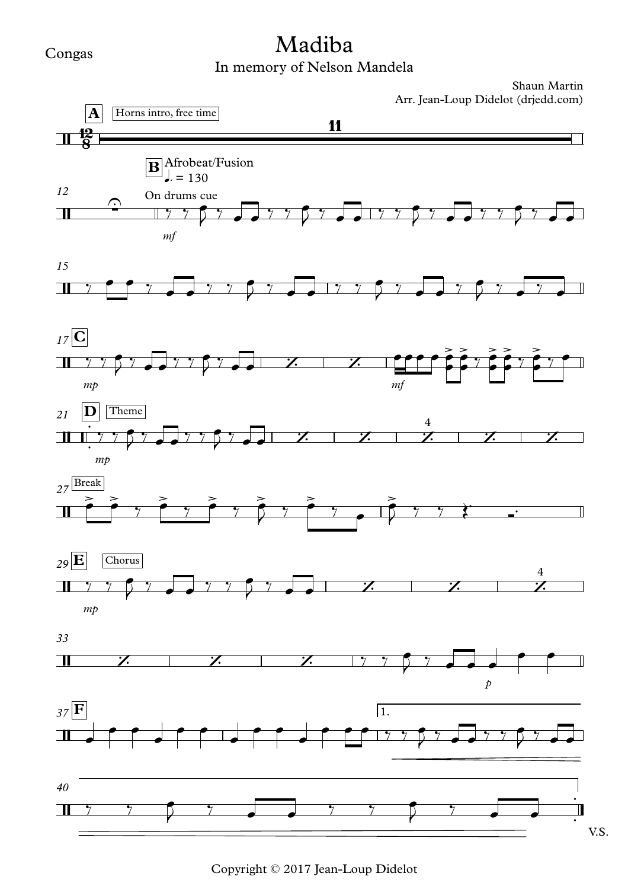Congas

# Madiba

In memory of Nelson Mandela

Shaun Martin
Arr. Jean-Loup Didelot (drjedd.com)

**A** Horns intro, free time — 11

**B** Afrobeat/Fusion ♩. = 130 — On drums cue — *mf*

12

15

17 **C** — *mp* — *mf*

21 **D** Theme — *mp* — 4

27 Break

29 **E** Chorus — *mp* — 4

33 — *p*

37 **F** — 1.

40

V.S.

Copyright © 2017 Jean-Loup Didelot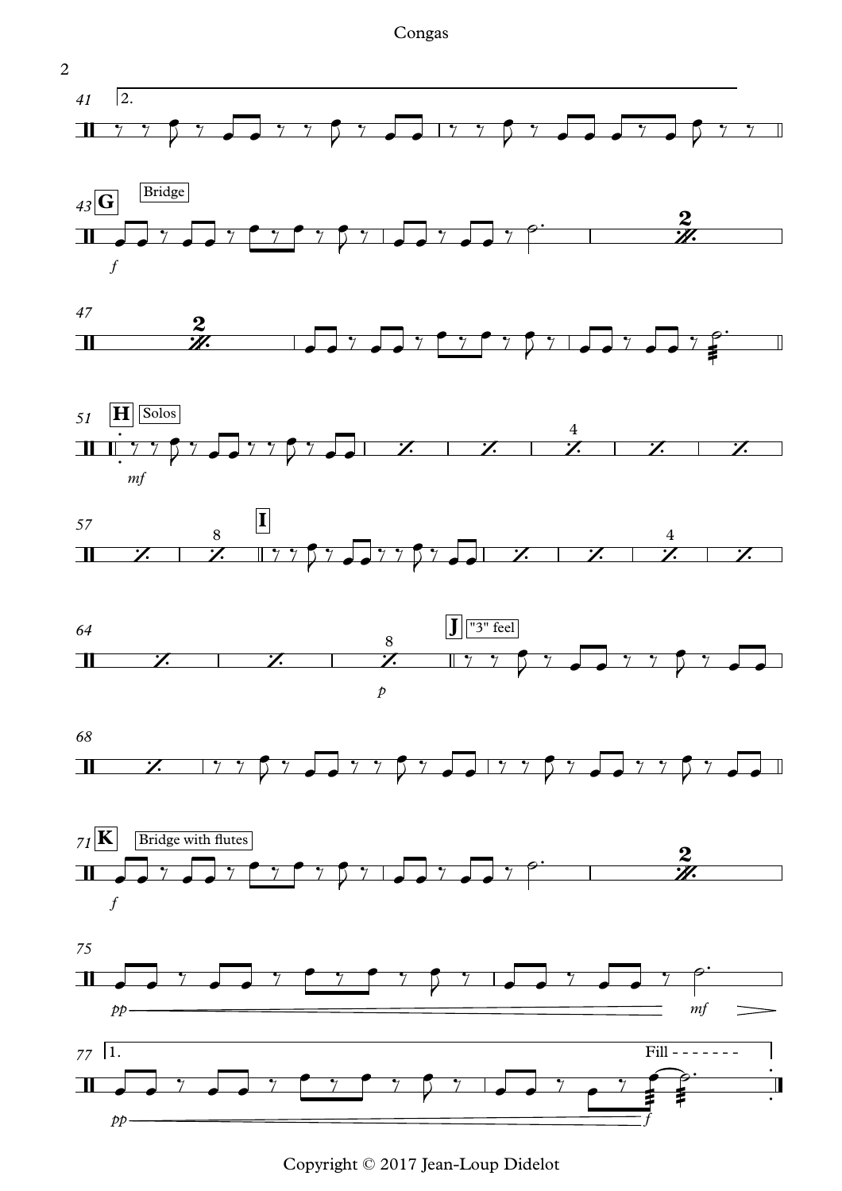Congas

41 2.

43 **G** Bridge *f*

47

51 **H** Solos *mf*

57 **I**

64 **J** "3" feel *p*

68

71 **K** Bridge with flutes *f*

75 *pp* *mf*

77 1. Fill - - - - - - - *pp* *f*

Copyright © 2017 Jean-Loup Didelot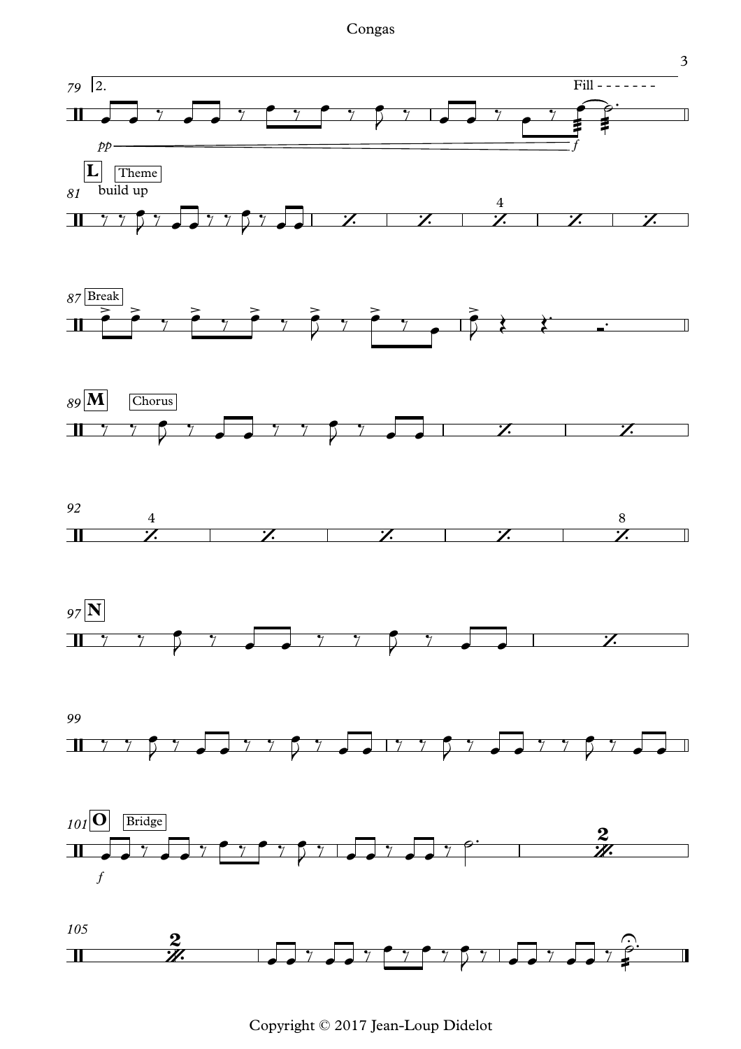Congas

Copyright © 2017 Jean-Loup Didelot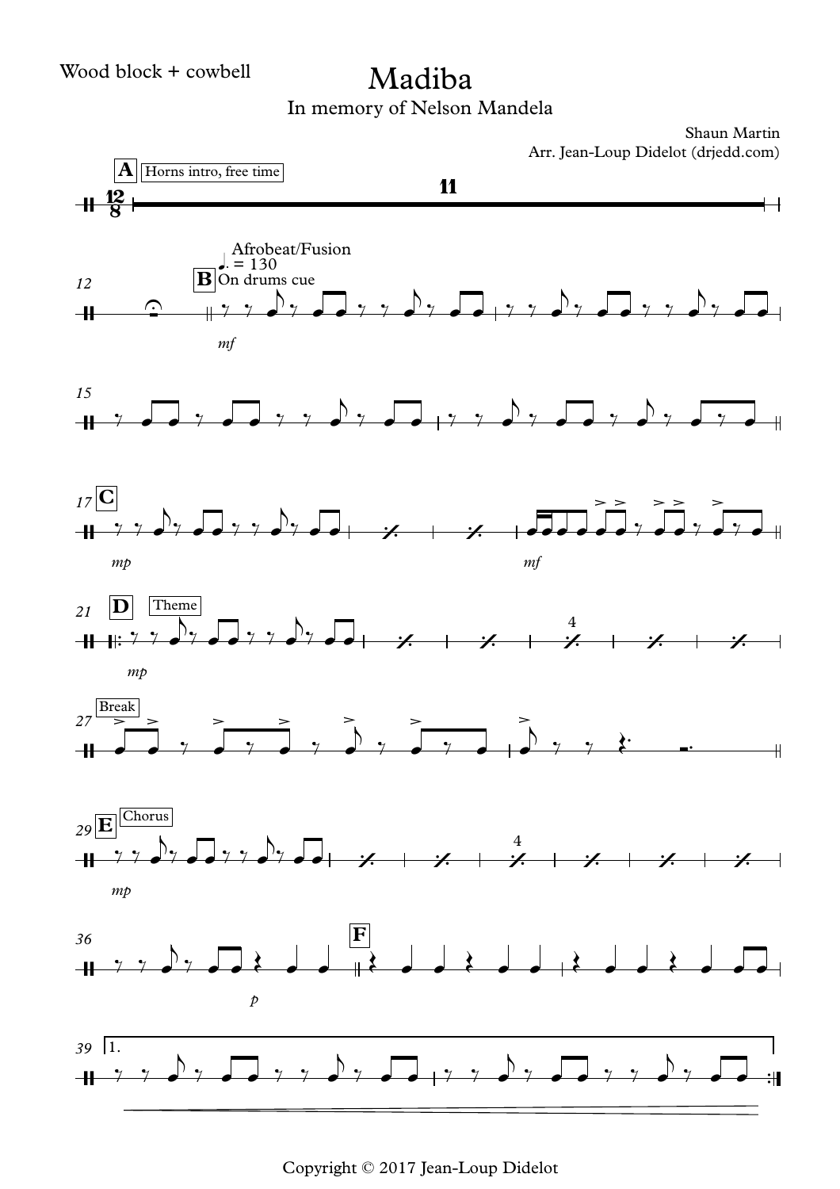Wood block + cowbell

# Madiba

In memory of Nelson Mandela

Shaun Martin

Arr. Jean-Loup Didelot (drjedd.com)

A — Horns intro, free time — 11

12 — Afrobeat/Fusion ♩. = 130 — B — On drums cue — *mf*

15

17 — C — *mp* — *mf*

21 — D — Theme — *mp* — 4

27 — Break

29 — E — Chorus — *mp* — 4

36 — *p* — F

39 — 1.

Copyright © 2017 Jean-Loup Didelot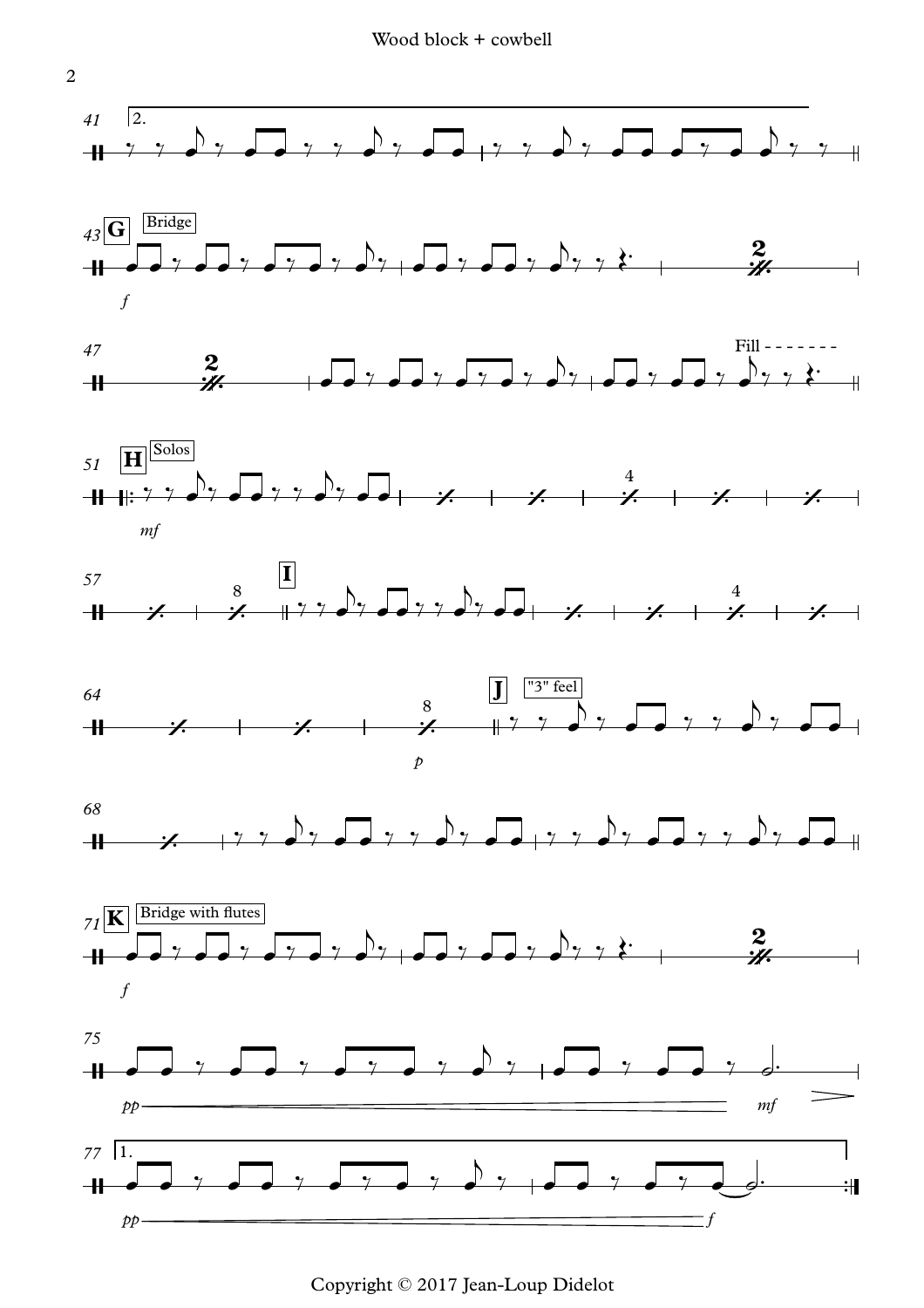Wood block + cowbell

41 2.

43 **G** Bridge

*f*

47

Fill - - - - - - -

51 **H** Solos

*mf*

4

57

8

**I**

4

64

8

*p*

**J** "3" feel

68

71 **K** Bridge with flutes

*f*

75

*pp* *mf*

77 1.

*pp* *f*

Copyright © 2017 Jean-Loup Didelot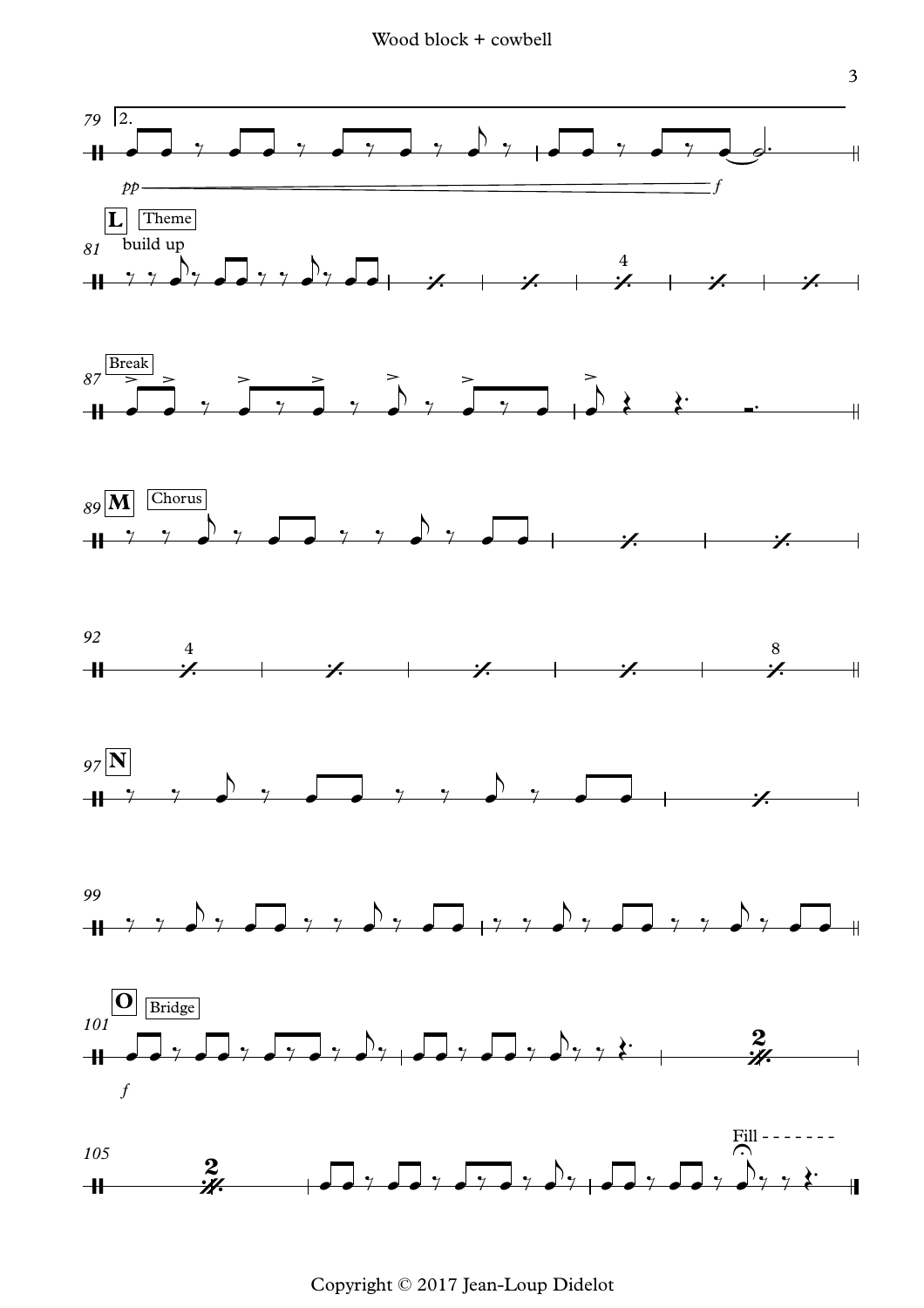# Wood block + cowbell

79 | 2.

*pp* — *f*

**L** Theme

81 build up

4

87 Break

89 **M** Chorus

92

4

8

97 **N**

99

101 **O** Bridge

*f*

2

105

2

Fill - - - - - - -

Copyright © 2017 Jean-Loup Didelot